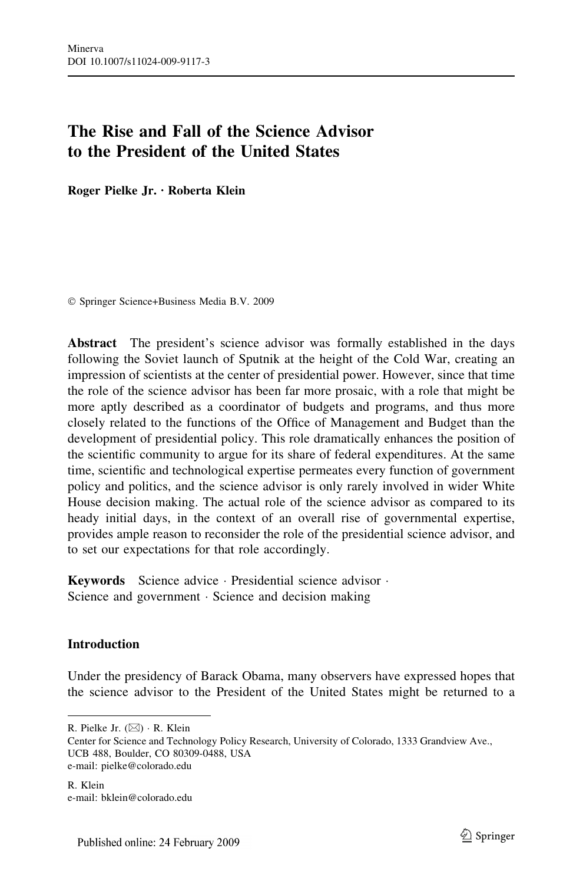# The Rise and Fall of the Science Advisor to the President of the United States

**Roger Pielke Jr. · Roberta Klein**

© Springer Science+Business Media B.V. 2009

**Abstract** The president's science advisor was formally established in the days following the Soviet launch of Sputnik at the height of the Cold War, creating an impression of scientists at the center of presidential power. However, since that time the role of the science advisor has been far more prosaic, with a role that might be more aptly described as a coordinator of budgets and programs, and thus more closely related to the functions of the Office of Management and Budget than the development of presidential policy. This role dramatically enhances the position of the scientific community to argue for its share of federal expenditures. At the same time, scientific and technological expertise permeates every function of government policy and politics, and the science advisor is only rarely involved in wider White House decision making. The actual role of the science advisor as compared to its heady initial days, in the context of an overall rise of governmental expertise, provides ample reason to reconsider the role of the presidential science advisor, and to set our expectations for that role accordingly.

**Keywords** Science advice · Presidential science advisor · Science and government · Science and decision making

## Introduction

Under the presidency of Barack Obama, many observers have expressed hopes that the science advisor to the President of the United States might be returned to a

R. Pielke Jr. (✉) · R. Klein
Center for Science and Technology Policy Research, University of Colorado, 1333 Grandview Ave., UCB 488, Boulder, CO 80309-0488, USA
e-mail: pielke@colorado.edu

R. Klein
e-mail: bklein@colorado.edu

Published online: 24 February 2009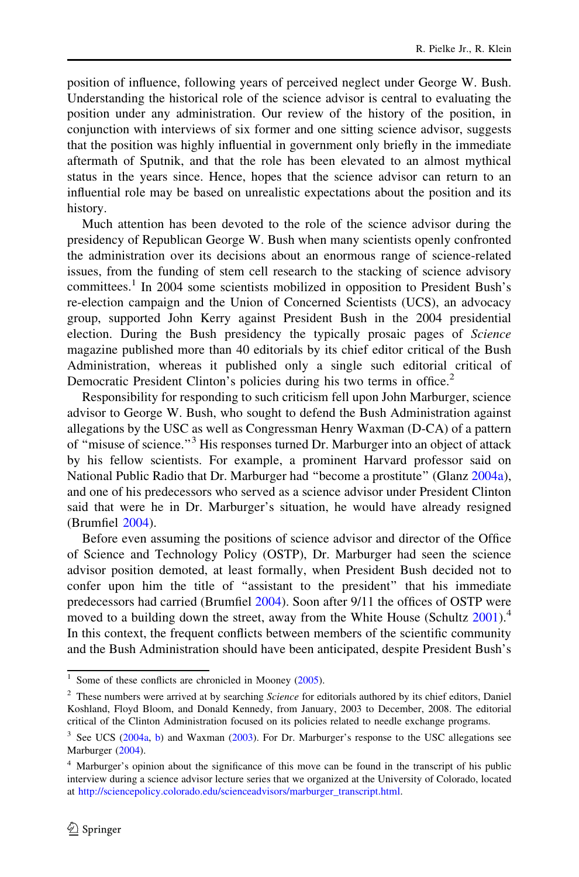position of influence, following years of perceived neglect under George W. Bush. Understanding the historical role of the science advisor is central to evaluating the position under any administration. Our review of the history of the position, in conjunction with interviews of six former and one sitting science advisor, suggests that the position was highly influential in government only briefly in the immediate aftermath of Sputnik, and that the role has been elevated to an almost mythical status in the years since. Hence, hopes that the science advisor can return to an influential role may be based on unrealistic expectations about the position and its history.

Much attention has been devoted to the role of the science advisor during the presidency of Republican George W. Bush when many scientists openly confronted the administration over its decisions about an enormous range of science-related issues, from the funding of stem cell research to the stacking of science advisory committees.[1] In 2004 some scientists mobilized in opposition to President Bush's re-election campaign and the Union of Concerned Scientists (UCS), an advocacy group, supported John Kerry against President Bush in the 2004 presidential election. During the Bush presidency the typically prosaic pages of *Science* magazine published more than 40 editorials by its chief editor critical of the Bush Administration, whereas it published only a single such editorial critical of Democratic President Clinton's policies during his two terms in office.[2]

Responsibility for responding to such criticism fell upon John Marburger, science advisor to George W. Bush, who sought to defend the Bush Administration against allegations by the USC as well as Congressman Henry Waxman (D-CA) of a pattern of "misuse of science."[3] His responses turned Dr. Marburger into an object of attack by his fellow scientists. For example, a prominent Harvard professor said on National Public Radio that Dr. Marburger had "become a prostitute" (Glanz 2004a), and one of his predecessors who served as a science advisor under President Clinton said that were he in Dr. Marburger's situation, he would have already resigned (Brumfiel 2004).

Before even assuming the positions of science advisor and director of the Office of Science and Technology Policy (OSTP), Dr. Marburger had seen the science advisor position demoted, at least formally, when President Bush decided not to confer upon him the title of "assistant to the president" that his immediate predecessors had carried (Brumfiel 2004). Soon after 9/11 the offices of OSTP were moved to a building down the street, away from the White House (Schultz 2001).[4] In this context, the frequent conflicts between members of the scientific community and the Bush Administration should have been anticipated, despite President Bush's

---

[1] Some of these conflicts are chronicled in Mooney (2005).

[2] These numbers were arrived at by searching *Science* for editorials authored by its chief editors, Daniel Koshland, Floyd Bloom, and Donald Kennedy, from January, 2003 to December, 2008. The editorial critical of the Clinton Administration focused on its policies related to needle exchange programs.

[3] See UCS (2004a, b) and Waxman (2003). For Dr. Marburger's response to the USC allegations see Marburger (2004).

[4] Marburger's opinion about the significance of this move can be found in the transcript of his public interview during a science advisor lecture series that we organized at the University of Colorado, located at http://sciencepolicy.colorado.edu/scienceadvisors/marburger_transcript.html.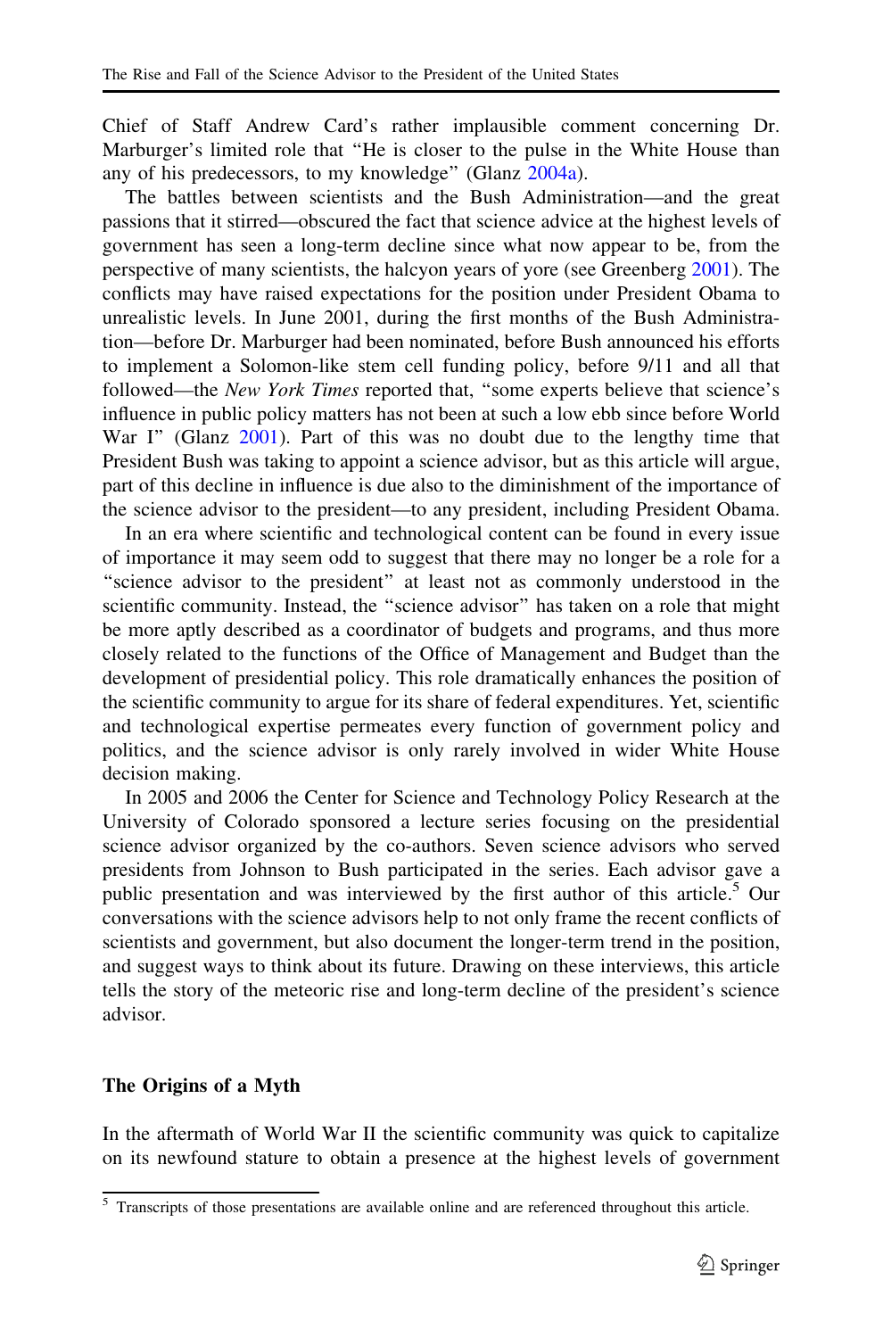Chief of Staff Andrew Card's rather implausible comment concerning Dr. Marburger's limited role that "He is closer to the pulse in the White House than any of his predecessors, to my knowledge" (Glanz 2004a).

The battles between scientists and the Bush Administration—and the great passions that it stirred—obscured the fact that science advice at the highest levels of government has seen a long-term decline since what now appear to be, from the perspective of many scientists, the halcyon years of yore (see Greenberg 2001). The conflicts may have raised expectations for the position under President Obama to unrealistic levels. In June 2001, during the first months of the Bush Administration—before Dr. Marburger had been nominated, before Bush announced his efforts to implement a Solomon-like stem cell funding policy, before 9/11 and all that followed—the *New York Times* reported that, "some experts believe that science's influence in public policy matters has not been at such a low ebb since before World War I" (Glanz 2001). Part of this was no doubt due to the lengthy time that President Bush was taking to appoint a science advisor, but as this article will argue, part of this decline in influence is due also to the diminishment of the importance of the science advisor to the president—to any president, including President Obama.

In an era where scientific and technological content can be found in every issue of importance it may seem odd to suggest that there may no longer be a role for a "science advisor to the president" at least not as commonly understood in the scientific community. Instead, the "science advisor" has taken on a role that might be more aptly described as a coordinator of budgets and programs, and thus more closely related to the functions of the Office of Management and Budget than the development of presidential policy. This role dramatically enhances the position of the scientific community to argue for its share of federal expenditures. Yet, scientific and technological expertise permeates every function of government policy and politics, and the science advisor is only rarely involved in wider White House decision making.

In 2005 and 2006 the Center for Science and Technology Policy Research at the University of Colorado sponsored a lecture series focusing on the presidential science advisor organized by the co-authors. Seven science advisors who served presidents from Johnson to Bush participated in the series. Each advisor gave a public presentation and was interviewed by the first author of this article.[5] Our conversations with the science advisors help to not only frame the recent conflicts of scientists and government, but also document the longer-term trend in the position, and suggest ways to think about its future. Drawing on these interviews, this article tells the story of the meteoric rise and long-term decline of the president's science advisor.

## The Origins of a Myth

In the aftermath of World War II the scientific community was quick to capitalize on its newfound stature to obtain a presence at the highest levels of government

[5] Transcripts of those presentations are available online and are referenced throughout this article.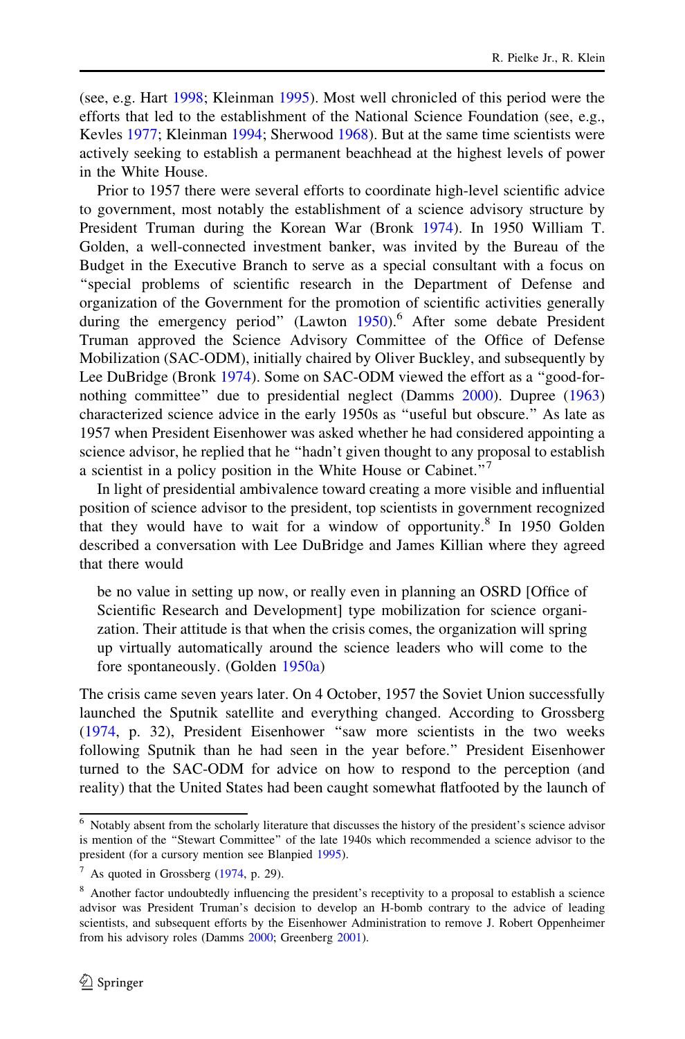(see, e.g. Hart 1998; Kleinman 1995). Most well chronicled of this period were the efforts that led to the establishment of the National Science Foundation (see, e.g., Kevles 1977; Kleinman 1994; Sherwood 1968). But at the same time scientists were actively seeking to establish a permanent beachhead at the highest levels of power in the White House.

Prior to 1957 there were several efforts to coordinate high-level scientific advice to government, most notably the establishment of a science advisory structure by President Truman during the Korean War (Bronk 1974). In 1950 William T. Golden, a well-connected investment banker, was invited by the Bureau of the Budget in the Executive Branch to serve as a special consultant with a focus on "special problems of scientific research in the Department of Defense and organization of the Government for the promotion of scientific activities generally during the emergency period" (Lawton 1950).[6] After some debate President Truman approved the Science Advisory Committee of the Office of Defense Mobilization (SAC-ODM), initially chaired by Oliver Buckley, and subsequently by Lee DuBridge (Bronk 1974). Some on SAC-ODM viewed the effort as a "good-for-nothing committee" due to presidential neglect (Damms 2000). Dupree (1963) characterized science advice in the early 1950s as "useful but obscure." As late as 1957 when President Eisenhower was asked whether he had considered appointing a science advisor, he replied that he "hadn't given thought to any proposal to establish a scientist in a policy position in the White House or Cabinet."[7]

In light of presidential ambivalence toward creating a more visible and influential position of science advisor to the president, top scientists in government recognized that they would have to wait for a window of opportunity.[8] In 1950 Golden described a conversation with Lee DuBridge and James Killian where they agreed that there would

> be no value in setting up now, or really even in planning an OSRD [Office of Scientific Research and Development] type mobilization for science organization. Their attitude is that when the crisis comes, the organization will spring up virtually automatically around the science leaders who will come to the fore spontaneously. (Golden 1950a)

The crisis came seven years later. On 4 October, 1957 the Soviet Union successfully launched the Sputnik satellite and everything changed. According to Grossberg (1974, p. 32), President Eisenhower "saw more scientists in the two weeks following Sputnik than he had seen in the year before." President Eisenhower turned to the SAC-ODM for advice on how to respond to the perception (and reality) that the United States had been caught somewhat flatfooted by the launch of

---

[6] Notably absent from the scholarly literature that discusses the history of the president's science advisor is mention of the "Stewart Committee" of the late 1940s which recommended a science advisor to the president (for a cursory mention see Blanpied 1995).

[7] As quoted in Grossberg (1974, p. 29).

[8] Another factor undoubtedly influencing the president's receptivity to a proposal to establish a science advisor was President Truman's decision to develop an H-bomb contrary to the advice of leading scientists, and subsequent efforts by the Eisenhower Administration to remove J. Robert Oppenheimer from his advisory roles (Damms 2000; Greenberg 2001).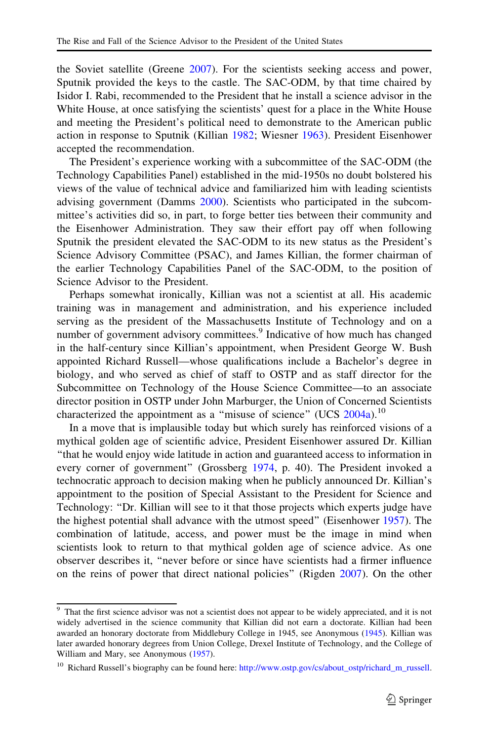the Soviet satellite (Greene 2007). For the scientists seeking access and power, Sputnik provided the keys to the castle. The SAC-ODM, by that time chaired by Isidor I. Rabi, recommended to the President that he install a science advisor in the White House, at once satisfying the scientists' quest for a place in the White House and meeting the President's political need to demonstrate to the American public action in response to Sputnik (Killian 1982; Wiesner 1963). President Eisenhower accepted the recommendation.

The President's experience working with a subcommittee of the SAC-ODM (the Technology Capabilities Panel) established in the mid-1950s no doubt bolstered his views of the value of technical advice and familiarized him with leading scientists advising government (Damms 2000). Scientists who participated in the subcommittee's activities did so, in part, to forge better ties between their community and the Eisenhower Administration. They saw their effort pay off when following Sputnik the president elevated the SAC-ODM to its new status as the President's Science Advisory Committee (PSAC), and James Killian, the former chairman of the earlier Technology Capabilities Panel of the SAC-ODM, to the position of Science Advisor to the President.

Perhaps somewhat ironically, Killian was not a scientist at all. His academic training was in management and administration, and his experience included serving as the president of the Massachusetts Institute of Technology and on a number of government advisory committees.[9] Indicative of how much has changed in the half-century since Killian's appointment, when President George W. Bush appointed Richard Russell—whose qualifications include a Bachelor's degree in biology, and who served as chief of staff to OSTP and as staff director for the Subcommittee on Technology of the House Science Committee—to an associate director position in OSTP under John Marburger, the Union of Concerned Scientists characterized the appointment as a "misuse of science" (UCS 2004a).[10]

In a move that is implausible today but which surely has reinforced visions of a mythical golden age of scientific advice, President Eisenhower assured Dr. Killian "that he would enjoy wide latitude in action and guaranteed access to information in every corner of government" (Grossberg 1974, p. 40). The President invoked a technocratic approach to decision making when he publicly announced Dr. Killian's appointment to the position of Special Assistant to the President for Science and Technology: "Dr. Killian will see to it that those projects which experts judge have the highest potential shall advance with the utmost speed" (Eisenhower 1957). The combination of latitude, access, and power must be the image in mind when scientists look to return to that mythical golden age of science advice. As one observer describes it, "never before or since have scientists had a firmer influence on the reins of power that direct national policies" (Rigden 2007). On the other

---

[9] That the first science advisor was not a scientist does not appear to be widely appreciated, and it is not widely advertised in the science community that Killian did not earn a doctorate. Killian had been awarded an honorary doctorate from Middlebury College in 1945, see Anonymous (1945). Killian was later awarded honorary degrees from Union College, Drexel Institute of Technology, and the College of William and Mary, see Anonymous (1957).

[10] Richard Russell's biography can be found here: http://www.ostp.gov/cs/about_ostp/richard_m_russell.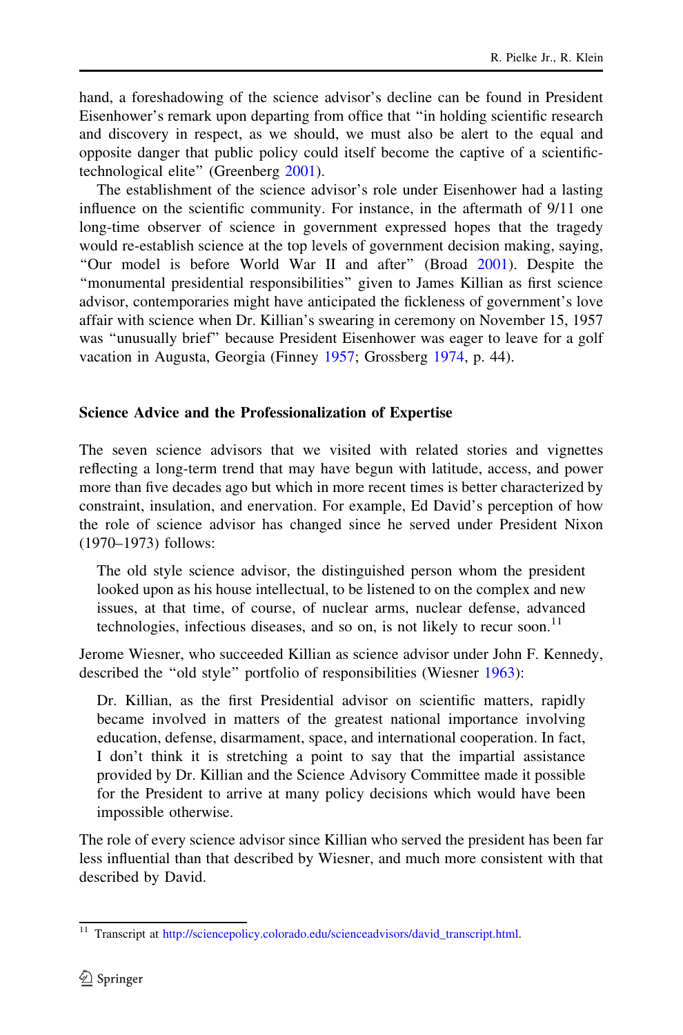hand, a foreshadowing of the science advisor's decline can be found in President Eisenhower's remark upon departing from office that "in holding scientific research and discovery in respect, as we should, we must also be alert to the equal and opposite danger that public policy could itself become the captive of a scientific-technological elite" (Greenberg 2001).

The establishment of the science advisor's role under Eisenhower had a lasting influence on the scientific community. For instance, in the aftermath of 9/11 one long-time observer of science in government expressed hopes that the tragedy would re-establish science at the top levels of government decision making, saying, "Our model is before World War II and after" (Broad 2001). Despite the "monumental presidential responsibilities" given to James Killian as first science advisor, contemporaries might have anticipated the fickleness of government's love affair with science when Dr. Killian's swearing in ceremony on November 15, 1957 was "unusually brief" because President Eisenhower was eager to leave for a golf vacation in Augusta, Georgia (Finney 1957; Grossberg 1974, p. 44).

## Science Advice and the Professionalization of Expertise

The seven science advisors that we visited with related stories and vignettes reflecting a long-term trend that may have begun with latitude, access, and power more than five decades ago but which in more recent times is better characterized by constraint, insulation, and enervation. For example, Ed David's perception of how the role of science advisor has changed since he served under President Nixon (1970–1973) follows:

> The old style science advisor, the distinguished person whom the president looked upon as his house intellectual, to be listened to on the complex and new issues, at that time, of course, of nuclear arms, nuclear defense, advanced technologies, infectious diseases, and so on, is not likely to recur soon.[11]

Jerome Wiesner, who succeeded Killian as science advisor under John F. Kennedy, described the "old style" portfolio of responsibilities (Wiesner 1963):

> Dr. Killian, as the first Presidential advisor on scientific matters, rapidly became involved in matters of the greatest national importance involving education, defense, disarmament, space, and international cooperation. In fact, I don't think it is stretching a point to say that the impartial assistance provided by Dr. Killian and the Science Advisory Committee made it possible for the President to arrive at many policy decisions which would have been impossible otherwise.

The role of every science advisor since Killian who served the president has been far less influential than that described by Wiesner, and much more consistent with that described by David.

[11] Transcript at http://sciencepolicy.colorado.edu/scienceadvisors/david_transcript.html.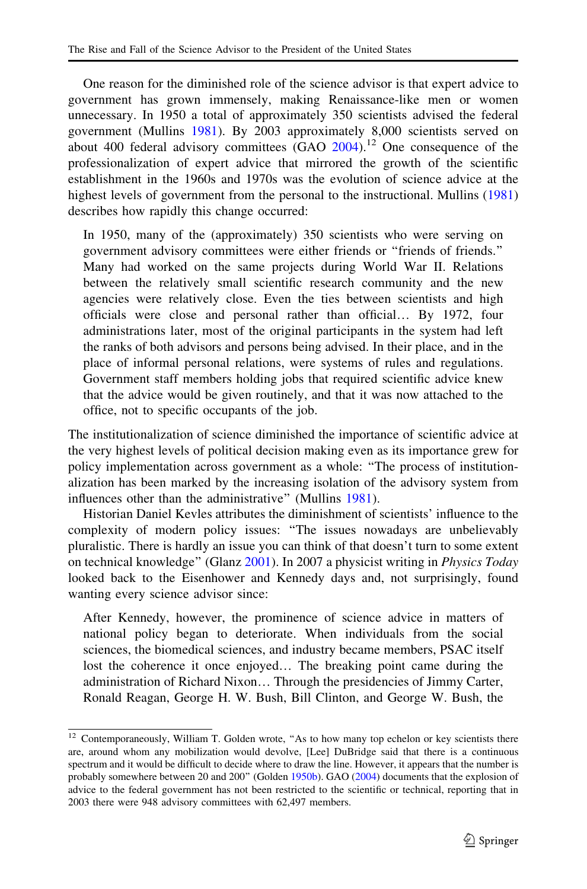One reason for the diminished role of the science advisor is that expert advice to government has grown immensely, making Renaissance-like men or women unnecessary. In 1950 a total of approximately 350 scientists advised the federal government (Mullins 1981). By 2003 approximately 8,000 scientists served on about 400 federal advisory committees (GAO 2004).[12] One consequence of the professionalization of expert advice that mirrored the growth of the scientific establishment in the 1960s and 1970s was the evolution of science advice at the highest levels of government from the personal to the instructional. Mullins (1981) describes how rapidly this change occurred:

> In 1950, many of the (approximately) 350 scientists who were serving on government advisory committees were either friends or "friends of friends." Many had worked on the same projects during World War II. Relations between the relatively small scientific research community and the new agencies were relatively close. Even the ties between scientists and high officials were close and personal rather than official… By 1972, four administrations later, most of the original participants in the system had left the ranks of both advisors and persons being advised. In their place, and in the place of informal personal relations, were systems of rules and regulations. Government staff members holding jobs that required scientific advice knew that the advice would be given routinely, and that it was now attached to the office, not to specific occupants of the job.

The institutionalization of science diminished the importance of scientific advice at the very highest levels of political decision making even as its importance grew for policy implementation across government as a whole: "The process of institutionalization has been marked by the increasing isolation of the advisory system from influences other than the administrative" (Mullins 1981).

Historian Daniel Kevles attributes the diminishment of scientists' influence to the complexity of modern policy issues: "The issues nowadays are unbelievably pluralistic. There is hardly an issue you can think of that doesn't turn to some extent on technical knowledge" (Glanz 2001). In 2007 a physicist writing in *Physics Today* looked back to the Eisenhower and Kennedy days and, not surprisingly, found wanting every science advisor since:

> After Kennedy, however, the prominence of science advice in matters of national policy began to deteriorate. When individuals from the social sciences, the biomedical sciences, and industry became members, PSAC itself lost the coherence it once enjoyed… The breaking point came during the administration of Richard Nixon… Through the presidencies of Jimmy Carter, Ronald Reagan, George H. W. Bush, Bill Clinton, and George W. Bush, the

[12] Contemporaneously, William T. Golden wrote, "As to how many top echelon or key scientists there are, around whom any mobilization would devolve, [Lee] DuBridge said that there is a continuous spectrum and it would be difficult to decide where to draw the line. However, it appears that the number is probably somewhere between 20 and 200" (Golden 1950b). GAO (2004) documents that the explosion of advice to the federal government has not been restricted to the scientific or technical, reporting that in 2003 there were 948 advisory committees with 62,497 members.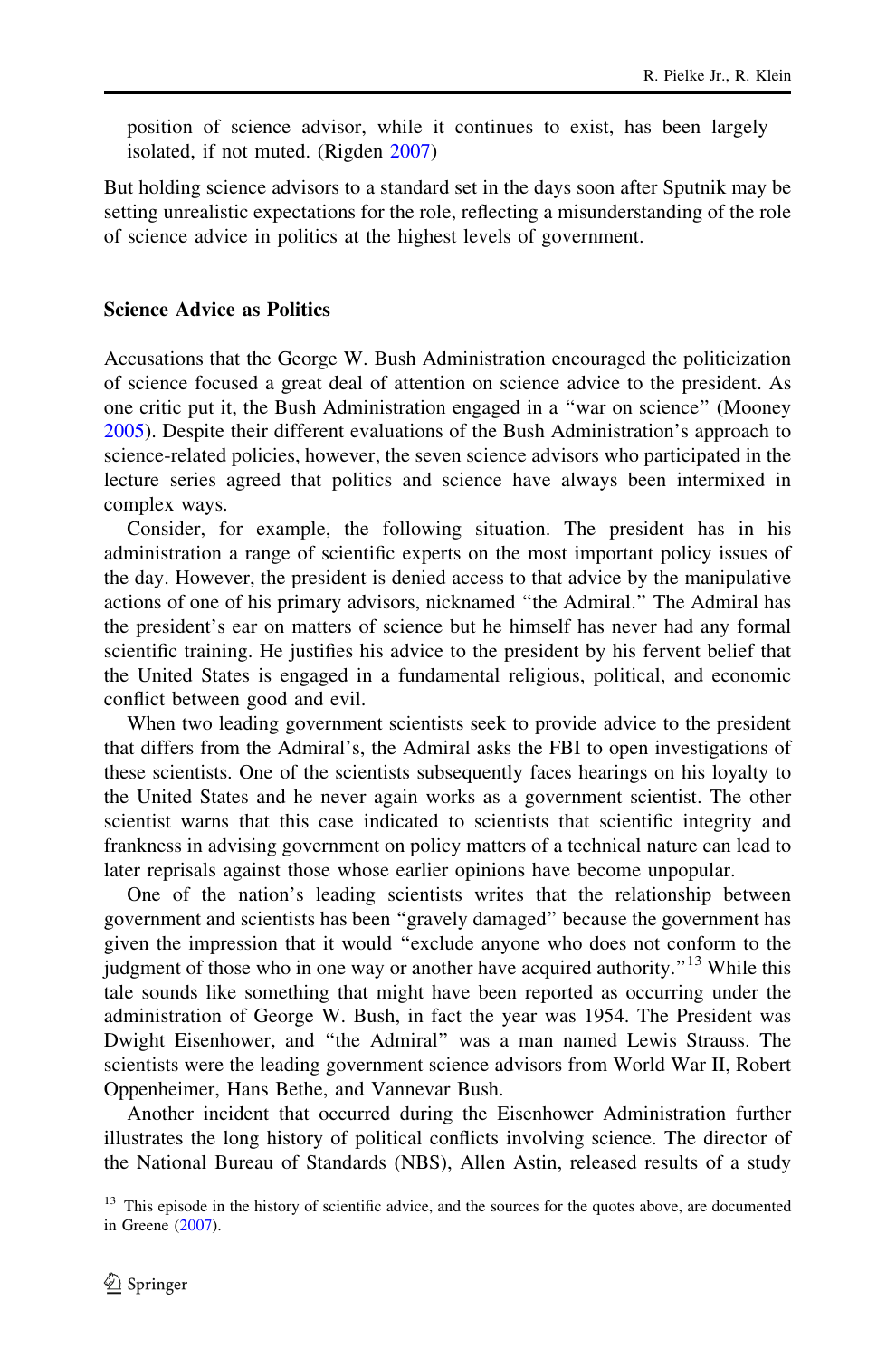position of science advisor, while it continues to exist, has been largely isolated, if not muted. (Rigden 2007)

But holding science advisors to a standard set in the days soon after Sputnik may be setting unrealistic expectations for the role, reflecting a misunderstanding of the role of science advice in politics at the highest levels of government.

## Science Advice as Politics

Accusations that the George W. Bush Administration encouraged the politicization of science focused a great deal of attention on science advice to the president. As one critic put it, the Bush Administration engaged in a "war on science" (Mooney 2005). Despite their different evaluations of the Bush Administration's approach to science-related policies, however, the seven science advisors who participated in the lecture series agreed that politics and science have always been intermixed in complex ways.

Consider, for example, the following situation. The president has in his administration a range of scientific experts on the most important policy issues of the day. However, the president is denied access to that advice by the manipulative actions of one of his primary advisors, nicknamed "the Admiral." The Admiral has the president's ear on matters of science but he himself has never had any formal scientific training. He justifies his advice to the president by his fervent belief that the United States is engaged in a fundamental religious, political, and economic conflict between good and evil.

When two leading government scientists seek to provide advice to the president that differs from the Admiral's, the Admiral asks the FBI to open investigations of these scientists. One of the scientists subsequently faces hearings on his loyalty to the United States and he never again works as a government scientist. The other scientist warns that this case indicated to scientists that scientific integrity and frankness in advising government on policy matters of a technical nature can lead to later reprisals against those whose earlier opinions have become unpopular.

One of the nation's leading scientists writes that the relationship between government and scientists has been "gravely damaged" because the government has given the impression that it would "exclude anyone who does not conform to the judgment of those who in one way or another have acquired authority."[13] While this tale sounds like something that might have been reported as occurring under the administration of George W. Bush, in fact the year was 1954. The President was Dwight Eisenhower, and "the Admiral" was a man named Lewis Strauss. The scientists were the leading government science advisors from World War II, Robert Oppenheimer, Hans Bethe, and Vannevar Bush.

Another incident that occurred during the Eisenhower Administration further illustrates the long history of political conflicts involving science. The director of the National Bureau of Standards (NBS), Allen Astin, released results of a study

[13] This episode in the history of scientific advice, and the sources for the quotes above, are documented in Greene (2007).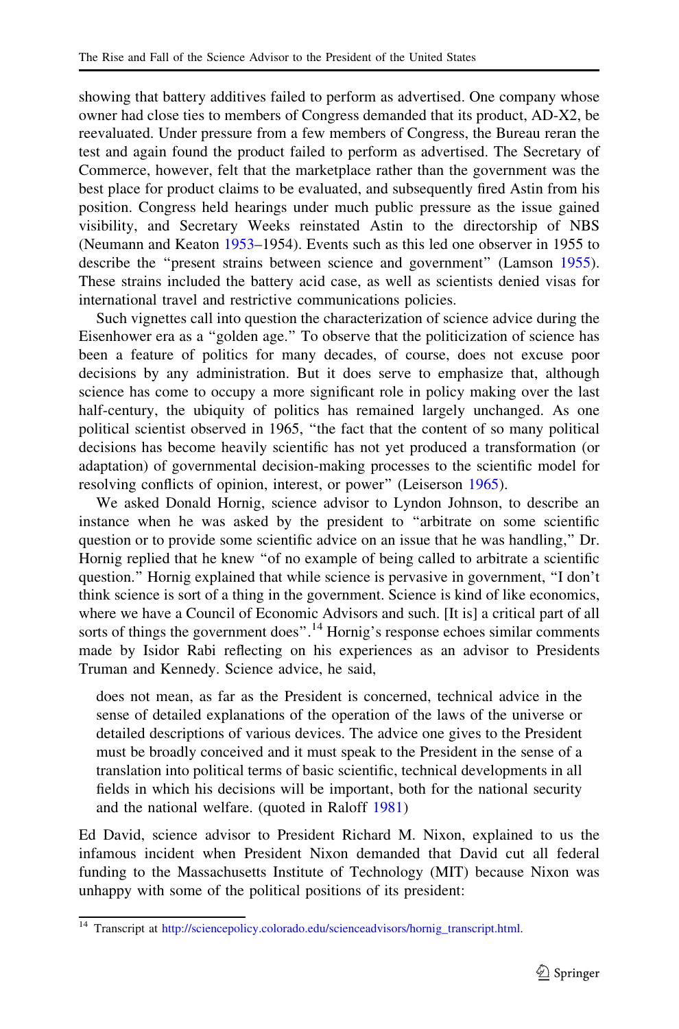showing that battery additives failed to perform as advertised. One company whose owner had close ties to members of Congress demanded that its product, AD-X2, be reevaluated. Under pressure from a few members of Congress, the Bureau reran the test and again found the product failed to perform as advertised. The Secretary of Commerce, however, felt that the marketplace rather than the government was the best place for product claims to be evaluated, and subsequently fired Astin from his position. Congress held hearings under much public pressure as the issue gained visibility, and Secretary Weeks reinstated Astin to the directorship of NBS (Neumann and Keaton 1953–1954). Events such as this led one observer in 1955 to describe the "present strains between science and government" (Lamson 1955). These strains included the battery acid case, as well as scientists denied visas for international travel and restrictive communications policies.

Such vignettes call into question the characterization of science advice during the Eisenhower era as a "golden age." To observe that the politicization of science has been a feature of politics for many decades, of course, does not excuse poor decisions by any administration. But it does serve to emphasize that, although science has come to occupy a more significant role in policy making over the last half-century, the ubiquity of politics has remained largely unchanged. As one political scientist observed in 1965, "the fact that the content of so many political decisions has become heavily scientific has not yet produced a transformation (or adaptation) of governmental decision-making processes to the scientific model for resolving conflicts of opinion, interest, or power" (Leiserson 1965).

We asked Donald Hornig, science advisor to Lyndon Johnson, to describe an instance when he was asked by the president to "arbitrate on some scientific question or to provide some scientific advice on an issue that he was handling," Dr. Hornig replied that he knew "of no example of being called to arbitrate a scientific question." Hornig explained that while science is pervasive in government, "I don't think science is sort of a thing in the government. Science is kind of like economics, where we have a Council of Economic Advisors and such. [It is] a critical part of all sorts of things the government does".[14] Hornig's response echoes similar comments made by Isidor Rabi reflecting on his experiences as an advisor to Presidents Truman and Kennedy. Science advice, he said,

> does not mean, as far as the President is concerned, technical advice in the sense of detailed explanations of the operation of the laws of the universe or detailed descriptions of various devices. The advice one gives to the President must be broadly conceived and it must speak to the President in the sense of a translation into political terms of basic scientific, technical developments in all fields in which his decisions will be important, both for the national security and the national welfare. (quoted in Raloff 1981)

Ed David, science advisor to President Richard M. Nixon, explained to us the infamous incident when President Nixon demanded that David cut all federal funding to the Massachusetts Institute of Technology (MIT) because Nixon was unhappy with some of the political positions of its president:

[14] Transcript at http://sciencepolicy.colorado.edu/scienceadvisors/hornig_transcript.html.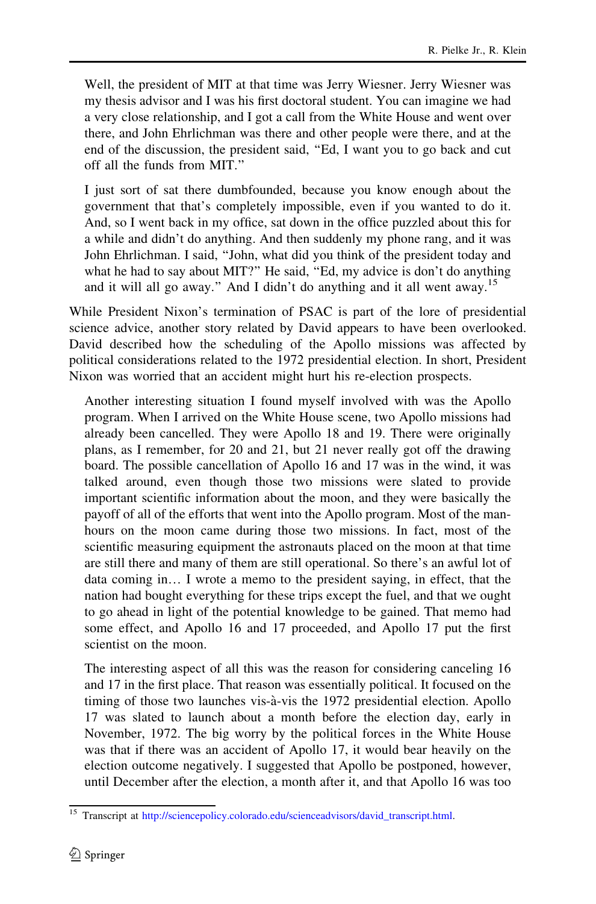> Well, the president of MIT at that time was Jerry Wiesner. Jerry Wiesner was my thesis advisor and I was his first doctoral student. You can imagine we had a very close relationship, and I got a call from the White House and went over there, and John Ehrlichman was there and other people were there, and at the end of the discussion, the president said, "Ed, I want you to go back and cut off all the funds from MIT."
>
> I just sort of sat there dumbfounded, because you know enough about the government that that's completely impossible, even if you wanted to do it. And, so I went back in my office, sat down in the office puzzled about this for a while and didn't do anything. And then suddenly my phone rang, and it was John Ehrlichman. I said, "John, what did you think of the president today and what he had to say about MIT?" He said, "Ed, my advice is don't do anything and it will all go away." And I didn't do anything and it all went away.[15]

While President Nixon's termination of PSAC is part of the lore of presidential science advice, another story related by David appears to have been overlooked. David described how the scheduling of the Apollo missions was affected by political considerations related to the 1972 presidential election. In short, President Nixon was worried that an accident might hurt his re-election prospects.

> Another interesting situation I found myself involved with was the Apollo program. When I arrived on the White House scene, two Apollo missions had already been cancelled. They were Apollo 18 and 19. There were originally plans, as I remember, for 20 and 21, but 21 never really got off the drawing board. The possible cancellation of Apollo 16 and 17 was in the wind, it was talked around, even though those two missions were slated to provide important scientific information about the moon, and they were basically the payoff of all of the efforts that went into the Apollo program. Most of the man-hours on the moon came during those two missions. In fact, most of the scientific measuring equipment the astronauts placed on the moon at that time are still there and many of them are still operational. So there's an awful lot of data coming in… I wrote a memo to the president saying, in effect, that the nation had bought everything for these trips except the fuel, and that we ought to go ahead in light of the potential knowledge to be gained. That memo had some effect, and Apollo 16 and 17 proceeded, and Apollo 17 put the first scientist on the moon.
>
> The interesting aspect of all this was the reason for considering canceling 16 and 17 in the first place. That reason was essentially political. It focused on the timing of those two launches vis-à-vis the 1972 presidential election. Apollo 17 was slated to launch about a month before the election day, early in November, 1972. The big worry by the political forces in the White House was that if there was an accident of Apollo 17, it would bear heavily on the election outcome negatively. I suggested that Apollo be postponed, however, until December after the election, a month after it, and that Apollo 16 was too

[15] Transcript at http://sciencepolicy.colorado.edu/scienceadvisors/david_transcript.html.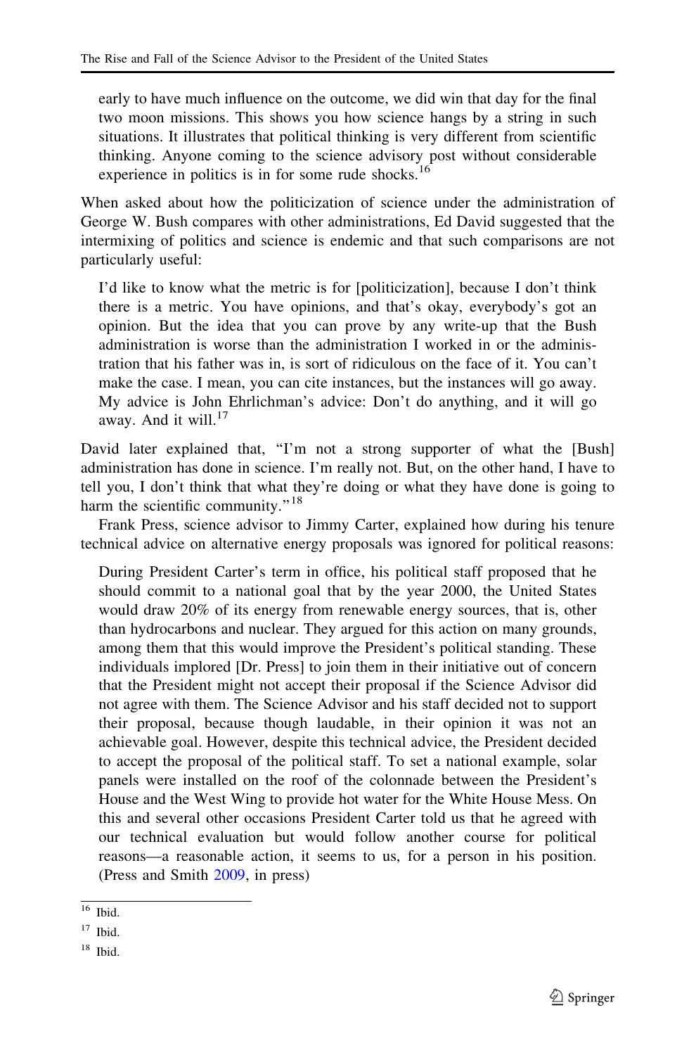early to have much influence on the outcome, we did win that day for the final two moon missions. This shows you how science hangs by a string in such situations. It illustrates that political thinking is very different from scientific thinking. Anyone coming to the science advisory post without considerable experience in politics is in for some rude shocks.[16]

When asked about how the politicization of science under the administration of George W. Bush compares with other administrations, Ed David suggested that the intermixing of politics and science is endemic and that such comparisons are not particularly useful:

> I'd like to know what the metric is for [politicization], because I don't think there is a metric. You have opinions, and that's okay, everybody's got an opinion. But the idea that you can prove by any write-up that the Bush administration is worse than the administration I worked in or the administration that his father was in, is sort of ridiculous on the face of it. You can't make the case. I mean, you can cite instances, but the instances will go away. My advice is John Ehrlichman's advice: Don't do anything, and it will go away. And it will.[17]

David later explained that, "I'm not a strong supporter of what the [Bush] administration has done in science. I'm really not. But, on the other hand, I have to tell you, I don't think that what they're doing or what they have done is going to harm the scientific community."[18]

Frank Press, science advisor to Jimmy Carter, explained how during his tenure technical advice on alternative energy proposals was ignored for political reasons:

> During President Carter's term in office, his political staff proposed that he should commit to a national goal that by the year 2000, the United States would draw 20% of its energy from renewable energy sources, that is, other than hydrocarbons and nuclear. They argued for this action on many grounds, among them that this would improve the President's political standing. These individuals implored [Dr. Press] to join them in their initiative out of concern that the President might not accept their proposal if the Science Advisor did not agree with them. The Science Advisor and his staff decided not to support their proposal, because though laudable, in their opinion it was not an achievable goal. However, despite this technical advice, the President decided to accept the proposal of the political staff. To set a national example, solar panels were installed on the roof of the colonnade between the President's House and the West Wing to provide hot water for the White House Mess. On this and several other occasions President Carter told us that he agreed with our technical evaluation but would follow another course for political reasons—a reasonable action, it seems to us, for a person in his position. (Press and Smith 2009, in press)

---

[16] Ibid.

[17] Ibid.

[18] Ibid.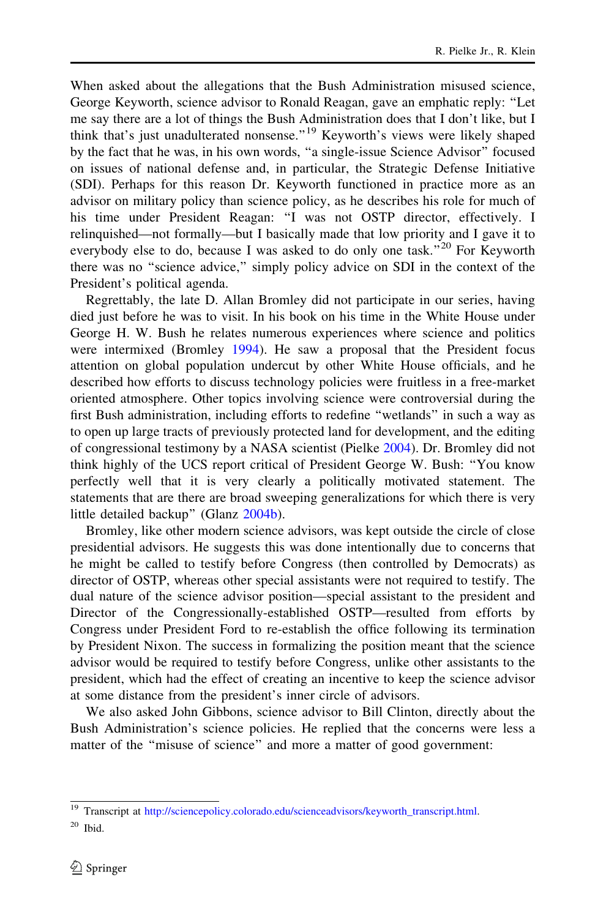When asked about the allegations that the Bush Administration misused science, George Keyworth, science advisor to Ronald Reagan, gave an emphatic reply: "Let me say there are a lot of things the Bush Administration does that I don't like, but I think that's just unadulterated nonsense."[19] Keyworth's views were likely shaped by the fact that he was, in his own words, "a single-issue Science Advisor" focused on issues of national defense and, in particular, the Strategic Defense Initiative (SDI). Perhaps for this reason Dr. Keyworth functioned in practice more as an advisor on military policy than science policy, as he describes his role for much of his time under President Reagan: "I was not OSTP director, effectively. I relinquished—not formally—but I basically made that low priority and I gave it to everybody else to do, because I was asked to do only one task."[20] For Keyworth there was no "science advice," simply policy advice on SDI in the context of the President's political agenda.

Regrettably, the late D. Allan Bromley did not participate in our series, having died just before he was to visit. In his book on his time in the White House under George H. W. Bush he relates numerous experiences where science and politics were intermixed (Bromley 1994). He saw a proposal that the President focus attention on global population undercut by other White House officials, and he described how efforts to discuss technology policies were fruitless in a free-market oriented atmosphere. Other topics involving science were controversial during the first Bush administration, including efforts to redefine "wetlands" in such a way as to open up large tracts of previously protected land for development, and the editing of congressional testimony by a NASA scientist (Pielke 2004). Dr. Bromley did not think highly of the UCS report critical of President George W. Bush: "You know perfectly well that it is very clearly a politically motivated statement. The statements that are there are broad sweeping generalizations for which there is very little detailed backup" (Glanz 2004b).

Bromley, like other modern science advisors, was kept outside the circle of close presidential advisors. He suggests this was done intentionally due to concerns that he might be called to testify before Congress (then controlled by Democrats) as director of OSTP, whereas other special assistants were not required to testify. The dual nature of the science advisor position—special assistant to the president and Director of the Congressionally-established OSTP—resulted from efforts by Congress under President Ford to re-establish the office following its termination by President Nixon. The success in formalizing the position meant that the science advisor would be required to testify before Congress, unlike other assistants to the president, which had the effect of creating an incentive to keep the science advisor at some distance from the president's inner circle of advisors.

We also asked John Gibbons, science advisor to Bill Clinton, directly about the Bush Administration's science policies. He replied that the concerns were less a matter of the "misuse of science" and more a matter of good government:

[19] Transcript at http://sciencepolicy.colorado.edu/scienceadvisors/keyworth_transcript.html.

[20] Ibid.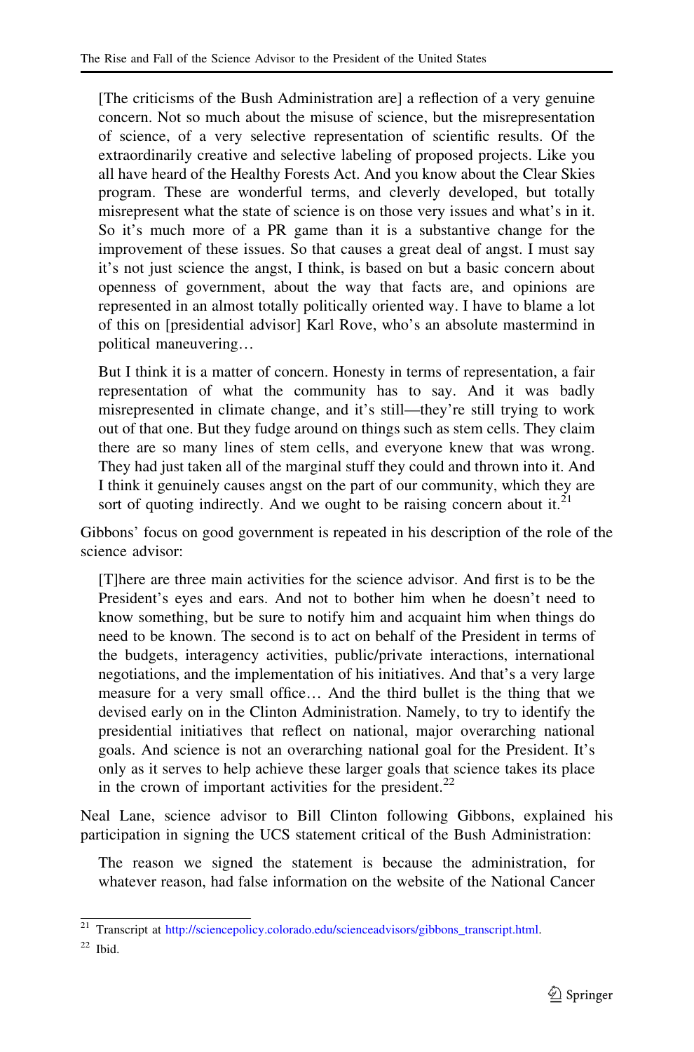> [The criticisms of the Bush Administration are] a reflection of a very genuine concern. Not so much about the misuse of science, but the misrepresentation of science, of a very selective representation of scientific results. Of the extraordinarily creative and selective labeling of proposed projects. Like you all have heard of the Healthy Forests Act. And you know about the Clear Skies program. These are wonderful terms, and cleverly developed, but totally misrepresent what the state of science is on those very issues and what's in it. So it's much more of a PR game than it is a substantive change for the improvement of these issues. So that causes a great deal of angst. I must say it's not just science the angst, I think, is based on but a basic concern about openness of government, about the way that facts are, and opinions are represented in an almost totally politically oriented way. I have to blame a lot of this on [presidential advisor] Karl Rove, who's an absolute mastermind in political maneuvering…

> But I think it is a matter of concern. Honesty in terms of representation, a fair representation of what the community has to say. And it was badly misrepresented in climate change, and it's still—they're still trying to work out of that one. But they fudge around on things such as stem cells. They claim there are so many lines of stem cells, and everyone knew that was wrong. They had just taken all of the marginal stuff they could and thrown into it. And I think it genuinely causes angst on the part of our community, which they are sort of quoting indirectly. And we ought to be raising concern about it.[21]

Gibbons' focus on good government is repeated in his description of the role of the science advisor:

> [T]here are three main activities for the science advisor. And first is to be the President's eyes and ears. And not to bother him when he doesn't need to know something, but be sure to notify him and acquaint him when things do need to be known. The second is to act on behalf of the President in terms of the budgets, interagency activities, public/private interactions, international negotiations, and the implementation of his initiatives. And that's a very large measure for a very small office… And the third bullet is the thing that we devised early on in the Clinton Administration. Namely, to try to identify the presidential initiatives that reflect on national, major overarching national goals. And science is not an overarching national goal for the President. It's only as it serves to help achieve these larger goals that science takes its place in the crown of important activities for the president.[22]

Neal Lane, science advisor to Bill Clinton following Gibbons, explained his participation in signing the UCS statement critical of the Bush Administration:

> The reason we signed the statement is because the administration, for whatever reason, had false information on the website of the National Cancer

---

[21] Transcript at http://sciencepolicy.colorado.edu/scienceadvisors/gibbons_transcript.html.

[22] Ibid.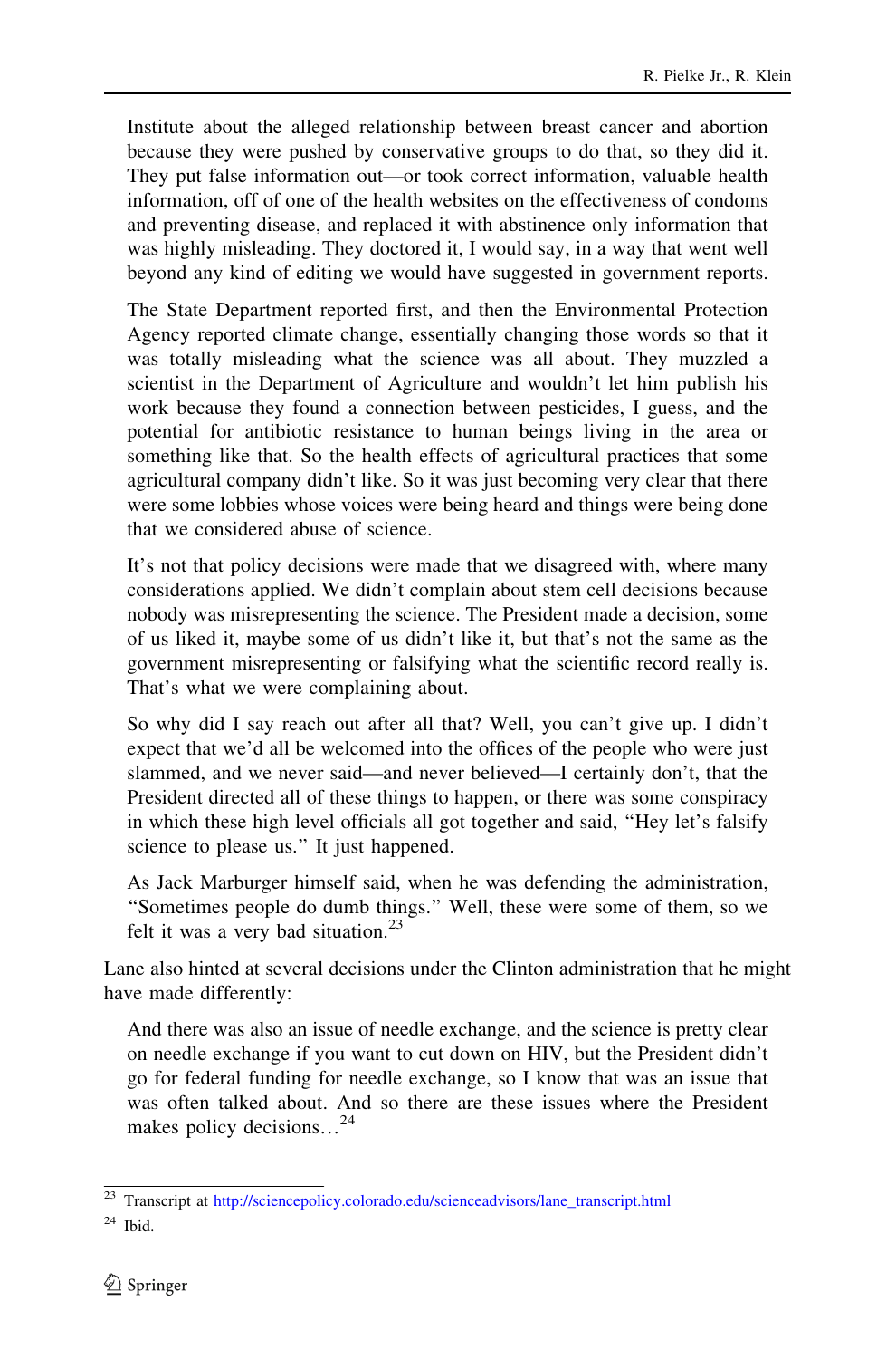> Institute about the alleged relationship between breast cancer and abortion because they were pushed by conservative groups to do that, so they did it. They put false information out—or took correct information, valuable health information, off of one of the health websites on the effectiveness of condoms and preventing disease, and replaced it with abstinence only information that was highly misleading. They doctored it, I would say, in a way that went well beyond any kind of editing we would have suggested in government reports.
>
> The State Department reported first, and then the Environmental Protection Agency reported climate change, essentially changing those words so that it was totally misleading what the science was all about. They muzzled a scientist in the Department of Agriculture and wouldn't let him publish his work because they found a connection between pesticides, I guess, and the potential for antibiotic resistance to human beings living in the area or something like that. So the health effects of agricultural practices that some agricultural company didn't like. So it was just becoming very clear that there were some lobbies whose voices were being heard and things were being done that we considered abuse of science.
>
> It's not that policy decisions were made that we disagreed with, where many considerations applied. We didn't complain about stem cell decisions because nobody was misrepresenting the science. The President made a decision, some of us liked it, maybe some of us didn't like it, but that's not the same as the government misrepresenting or falsifying what the scientific record really is. That's what we were complaining about.
>
> So why did I say reach out after all that? Well, you can't give up. I didn't expect that we'd all be welcomed into the offices of the people who were just slammed, and we never said—and never believed—I certainly don't, that the President directed all of these things to happen, or there was some conspiracy in which these high level officials all got together and said, "Hey let's falsify science to please us." It just happened.
>
> As Jack Marburger himself said, when he was defending the administration, "Sometimes people do dumb things." Well, these were some of them, so we felt it was a very bad situation.[23]

Lane also hinted at several decisions under the Clinton administration that he might have made differently:

> And there was also an issue of needle exchange, and the science is pretty clear on needle exchange if you want to cut down on HIV, but the President didn't go for federal funding for needle exchange, so I know that was an issue that was often talked about. And so there are these issues where the President makes policy decisions…[24]

---

[23] Transcript at http://sciencepolicy.colorado.edu/scienceadvisors/lane_transcript.html

[24] Ibid.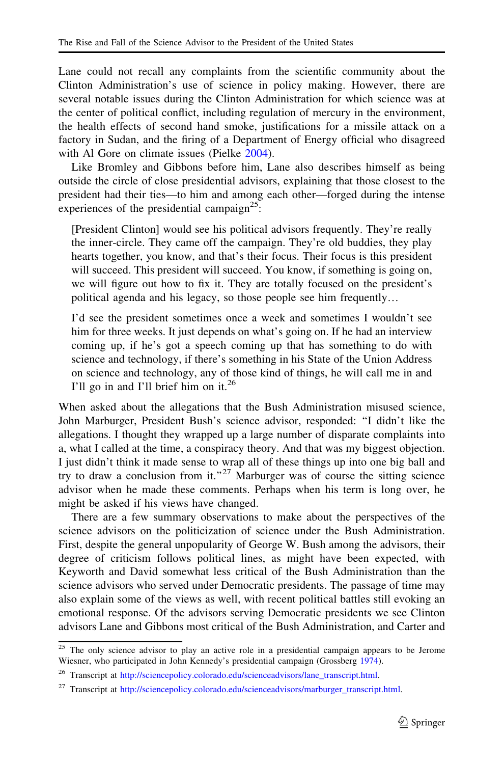Lane could not recall any complaints from the scientific community about the Clinton Administration's use of science in policy making. However, there are several notable issues during the Clinton Administration for which science was at the center of political conflict, including regulation of mercury in the environment, the health effects of second hand smoke, justifications for a missile attack on a factory in Sudan, and the firing of a Department of Energy official who disagreed with Al Gore on climate issues (Pielke 2004).

Like Bromley and Gibbons before him, Lane also describes himself as being outside the circle of close presidential advisors, explaining that those closest to the president had their ties—to him and among each other—forged during the intense experiences of the presidential campaign[25]:

> [President Clinton] would see his political advisors frequently. They're really the inner-circle. They came off the campaign. They're old buddies, they play hearts together, you know, and that's their focus. Their focus is this president will succeed. This president will succeed. You know, if something is going on, we will figure out how to fix it. They are totally focused on the president's political agenda and his legacy, so those people see him frequently…
>
> I'd see the president sometimes once a week and sometimes I wouldn't see him for three weeks. It just depends on what's going on. If he had an interview coming up, if he's got a speech coming up that has something to do with science and technology, if there's something in his State of the Union Address on science and technology, any of those kind of things, he will call me in and I'll go in and I'll brief him on it.[26]

When asked about the allegations that the Bush Administration misused science, John Marburger, President Bush's science advisor, responded: "I didn't like the allegations. I thought they wrapped up a large number of disparate complaints into a, what I called at the time, a conspiracy theory. And that was my biggest objection. I just didn't think it made sense to wrap all of these things up into one big ball and try to draw a conclusion from it."[27] Marburger was of course the sitting science advisor when he made these comments. Perhaps when his term is long over, he might be asked if his views have changed.

There are a few summary observations to make about the perspectives of the science advisors on the politicization of science under the Bush Administration. First, despite the general unpopularity of George W. Bush among the advisors, their degree of criticism follows political lines, as might have been expected, with Keyworth and David somewhat less critical of the Bush Administration than the science advisors who served under Democratic presidents. The passage of time may also explain some of the views as well, with recent political battles still evoking an emotional response. Of the advisors serving Democratic presidents we see Clinton advisors Lane and Gibbons most critical of the Bush Administration, and Carter and

---

[25] The only science advisor to play an active role in a presidential campaign appears to be Jerome Wiesner, who participated in John Kennedy's presidential campaign (Grossberg 1974).

[26] Transcript at http://sciencepolicy.colorado.edu/scienceadvisors/lane_transcript.html.

[27] Transcript at http://sciencepolicy.colorado.edu/scienceadvisors/marburger_transcript.html.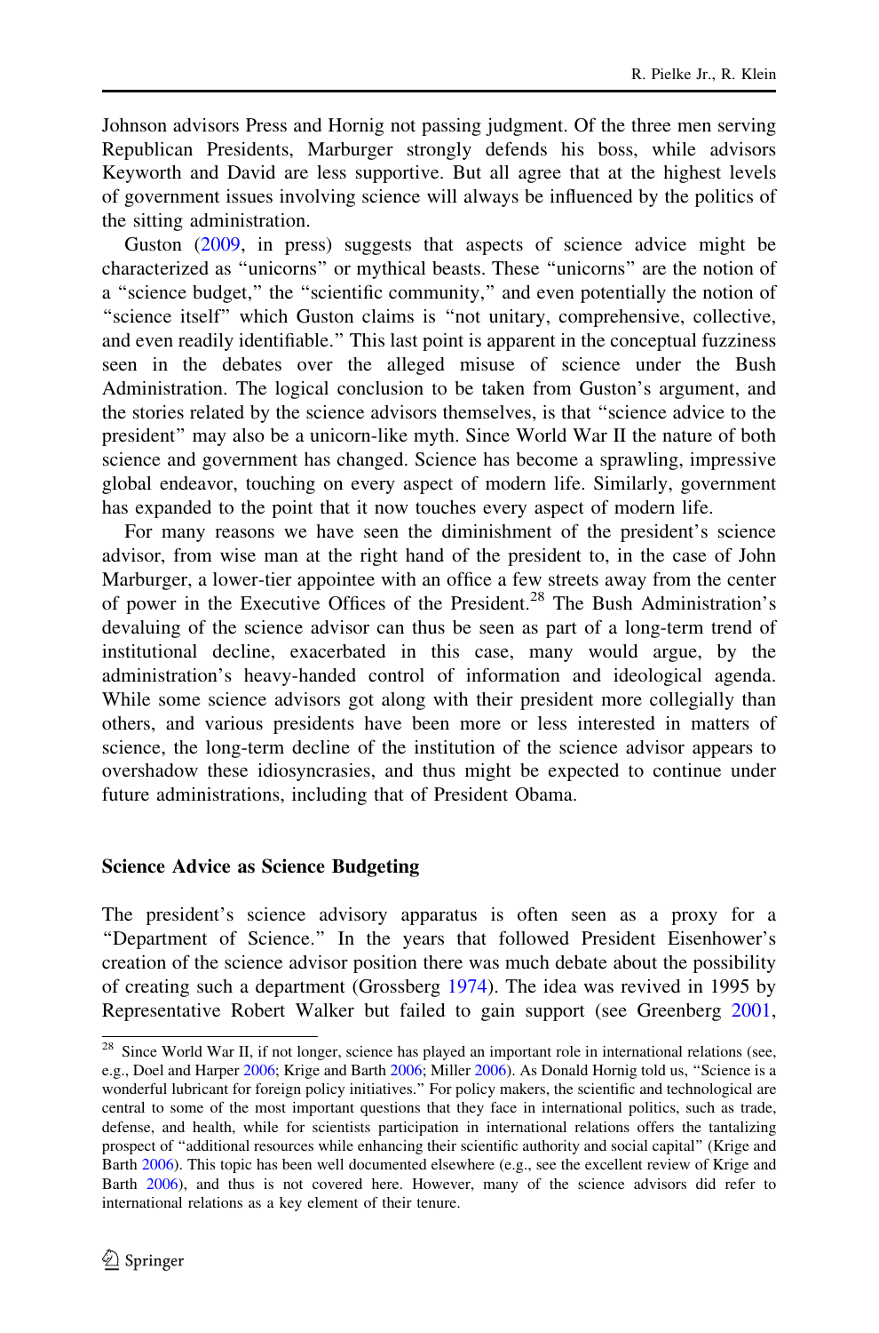Johnson advisors Press and Hornig not passing judgment. Of the three men serving Republican Presidents, Marburger strongly defends his boss, while advisors Keyworth and David are less supportive. But all agree that at the highest levels of government issues involving science will always be influenced by the politics of the sitting administration.

Guston (2009, in press) suggests that aspects of science advice might be characterized as "unicorns" or mythical beasts. These "unicorns" are the notion of a "science budget," the "scientific community," and even potentially the notion of "science itself" which Guston claims is "not unitary, comprehensive, collective, and even readily identifiable." This last point is apparent in the conceptual fuzziness seen in the debates over the alleged misuse of science under the Bush Administration. The logical conclusion to be taken from Guston's argument, and the stories related by the science advisors themselves, is that "science advice to the president" may also be a unicorn-like myth. Since World War II the nature of both science and government has changed. Science has become a sprawling, impressive global endeavor, touching on every aspect of modern life. Similarly, government has expanded to the point that it now touches every aspect of modern life.

For many reasons we have seen the diminishment of the president's science advisor, from wise man at the right hand of the president to, in the case of John Marburger, a lower-tier appointee with an office a few streets away from the center of power in the Executive Offices of the President.[28] The Bush Administration's devaluing of the science advisor can thus be seen as part of a long-term trend of institutional decline, exacerbated in this case, many would argue, by the administration's heavy-handed control of information and ideological agenda. While some science advisors got along with their president more collegially than others, and various presidents have been more or less interested in matters of science, the long-term decline of the institution of the science advisor appears to overshadow these idiosyncrasies, and thus might be expected to continue under future administrations, including that of President Obama.

## Science Advice as Science Budgeting

The president's science advisory apparatus is often seen as a proxy for a "Department of Science." In the years that followed President Eisenhower's creation of the science advisor position there was much debate about the possibility of creating such a department (Grossberg 1974). The idea was revived in 1995 by Representative Robert Walker but failed to gain support (see Greenberg 2001,

[28] Since World War II, if not longer, science has played an important role in international relations (see, e.g., Doel and Harper 2006; Krige and Barth 2006; Miller 2006). As Donald Hornig told us, "Science is a wonderful lubricant for foreign policy initiatives." For policy makers, the scientific and technological are central to some of the most important questions that they face in international politics, such as trade, defense, and health, while for scientists participation in international relations offers the tantalizing prospect of "additional resources while enhancing their scientific authority and social capital" (Krige and Barth 2006). This topic has been well documented elsewhere (e.g., see the excellent review of Krige and Barth 2006), and thus is not covered here. However, many of the science advisors did refer to international relations as a key element of their tenure.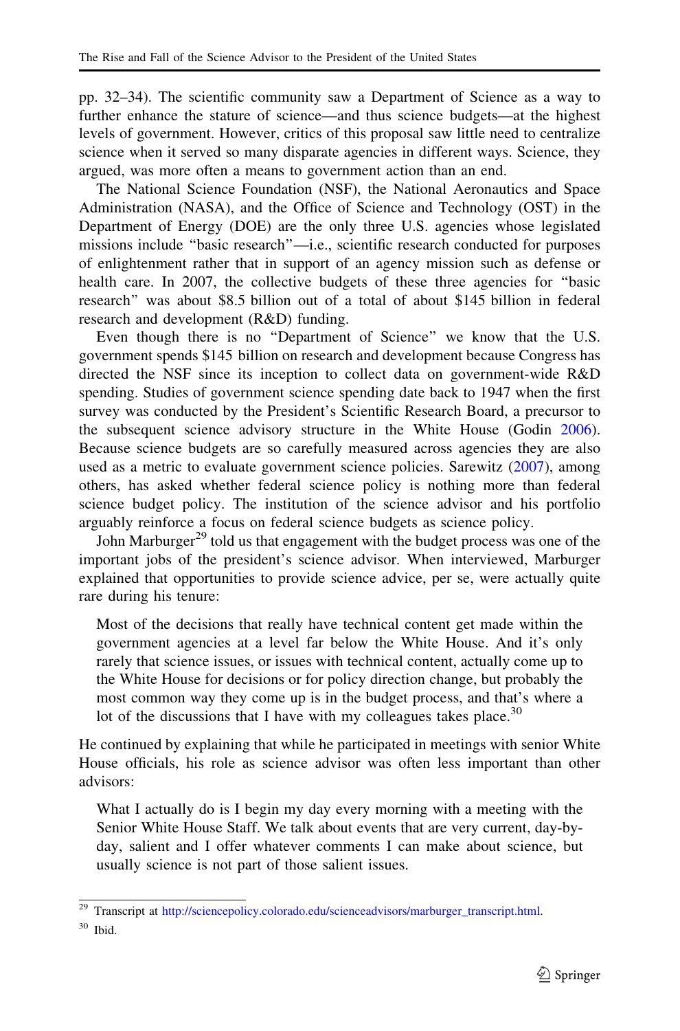pp. 32–34). The scientific community saw a Department of Science as a way to further enhance the stature of science—and thus science budgets—at the highest levels of government. However, critics of this proposal saw little need to centralize science when it served so many disparate agencies in different ways. Science, they argued, was more often a means to government action than an end.

The National Science Foundation (NSF), the National Aeronautics and Space Administration (NASA), and the Office of Science and Technology (OST) in the Department of Energy (DOE) are the only three U.S. agencies whose legislated missions include "basic research"—i.e., scientific research conducted for purposes of enlightenment rather that in support of an agency mission such as defense or health care. In 2007, the collective budgets of these three agencies for "basic research" was about \$8.5 billion out of a total of about \$145 billion in federal research and development (R&D) funding.

Even though there is no "Department of Science" we know that the U.S. government spends \$145 billion on research and development because Congress has directed the NSF since its inception to collect data on government-wide R&D spending. Studies of government science spending date back to 1947 when the first survey was conducted by the President's Scientific Research Board, a precursor to the subsequent science advisory structure in the White House (Godin 2006). Because science budgets are so carefully measured across agencies they are also used as a metric to evaluate government science policies. Sarewitz (2007), among others, has asked whether federal science policy is nothing more than federal science budget policy. The institution of the science advisor and his portfolio arguably reinforce a focus on federal science budgets as science policy.

John Marburger[29] told us that engagement with the budget process was one of the important jobs of the president's science advisor. When interviewed, Marburger explained that opportunities to provide science advice, per se, were actually quite rare during his tenure:

> Most of the decisions that really have technical content get made within the government agencies at a level far below the White House. And it's only rarely that science issues, or issues with technical content, actually come up to the White House for decisions or for policy direction change, but probably the most common way they come up is in the budget process, and that's where a lot of the discussions that I have with my colleagues takes place.[30]

He continued by explaining that while he participated in meetings with senior White House officials, his role as science advisor was often less important than other advisors:

> What I actually do is I begin my day every morning with a meeting with the Senior White House Staff. We talk about events that are very current, day-by-day, salient and I offer whatever comments I can make about science, but usually science is not part of those salient issues.

---

[29] Transcript at http://sciencepolicy.colorado.edu/scienceadvisors/marburger_transcript.html.

[30] Ibid.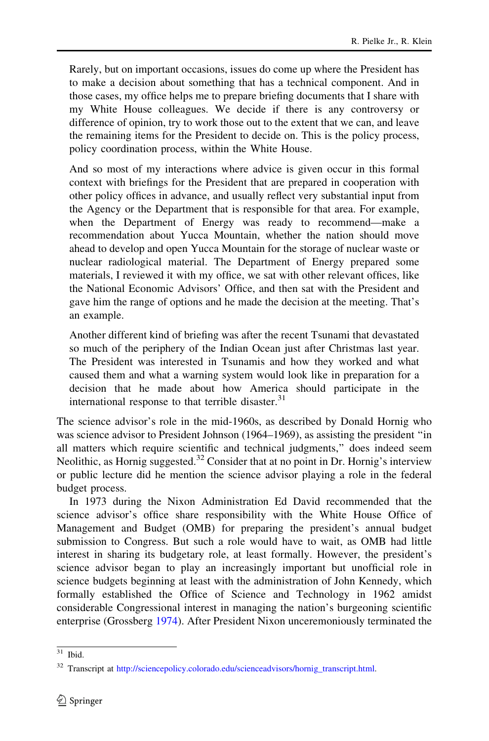> Rarely, but on important occasions, issues do come up where the President has to make a decision about something that has a technical component. And in those cases, my office helps me to prepare briefing documents that I share with my White House colleagues. We decide if there is any controversy or difference of opinion, try to work those out to the extent that we can, and leave the remaining items for the President to decide on. This is the policy process, policy coordination process, within the White House.
>
> And so most of my interactions where advice is given occur in this formal context with briefings for the President that are prepared in cooperation with other policy offices in advance, and usually reflect very substantial input from the Agency or the Department that is responsible for that area. For example, when the Department of Energy was ready to recommend—make a recommendation about Yucca Mountain, whether the nation should move ahead to develop and open Yucca Mountain for the storage of nuclear waste or nuclear radiological material. The Department of Energy prepared some materials, I reviewed it with my office, we sat with other relevant offices, like the National Economic Advisors' Office, and then sat with the President and gave him the range of options and he made the decision at the meeting. That's an example.
>
> Another different kind of briefing was after the recent Tsunami that devastated so much of the periphery of the Indian Ocean just after Christmas last year. The President was interested in Tsunamis and how they worked and what caused them and what a warning system would look like in preparation for a decision that he made about how America should participate in the international response to that terrible disaster.[31]

The science advisor's role in the mid-1960s, as described by Donald Hornig who was science advisor to President Johnson (1964–1969), as assisting the president "in all matters which require scientific and technical judgments," does indeed seem Neolithic, as Hornig suggested.[32] Consider that at no point in Dr. Hornig's interview or public lecture did he mention the science advisor playing a role in the federal budget process.

In 1973 during the Nixon Administration Ed David recommended that the science advisor's office share responsibility with the White House Office of Management and Budget (OMB) for preparing the president's annual budget submission to Congress. But such a role would have to wait, as OMB had little interest in sharing its budgetary role, at least formally. However, the president's science advisor began to play an increasingly important but unofficial role in science budgets beginning at least with the administration of John Kennedy, which formally established the Office of Science and Technology in 1962 amidst considerable Congressional interest in managing the nation's burgeoning scientific enterprise (Grossberg 1974). After President Nixon unceremoniously terminated the

---

[31] Ibid.

[32] Transcript at http://sciencepolicy.colorado.edu/scienceadvisors/hornig_transcript.html.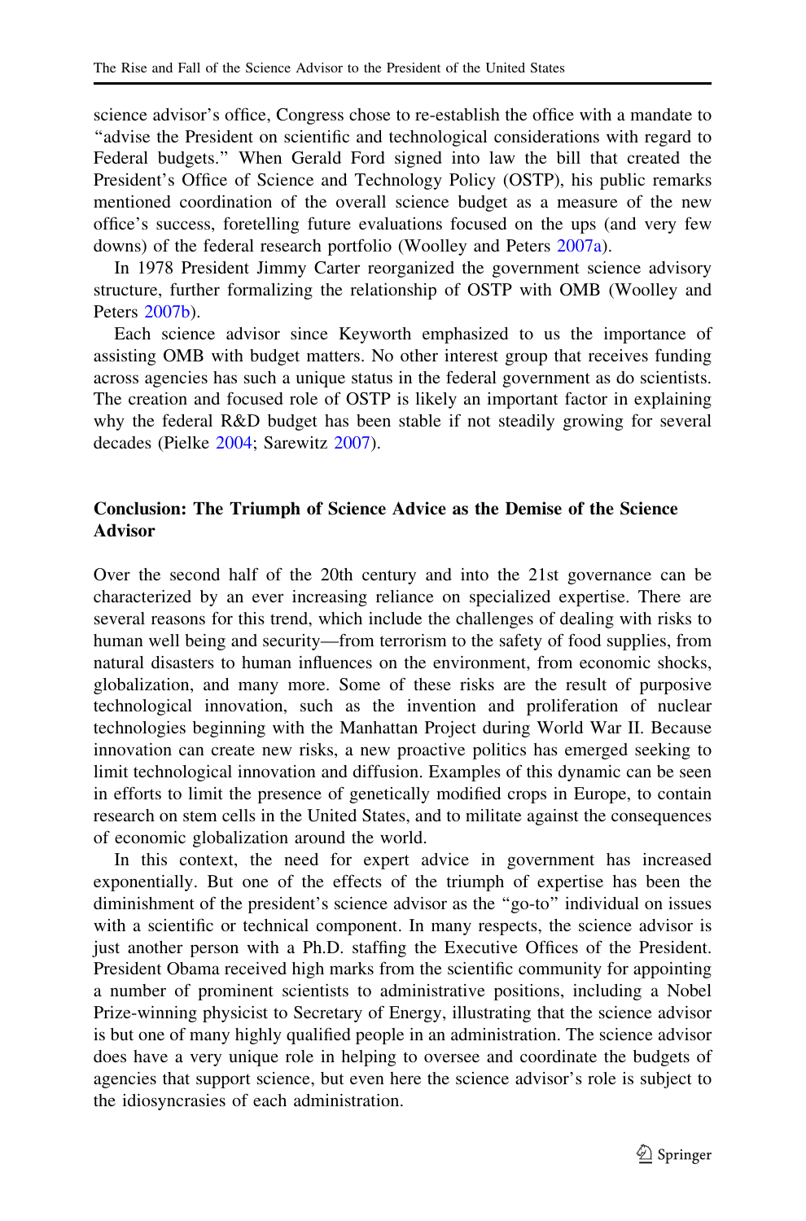science advisor's office, Congress chose to re-establish the office with a mandate to "advise the President on scientific and technological considerations with regard to Federal budgets." When Gerald Ford signed into law the bill that created the President's Office of Science and Technology Policy (OSTP), his public remarks mentioned coordination of the overall science budget as a measure of the new office's success, foretelling future evaluations focused on the ups (and very few downs) of the federal research portfolio (Woolley and Peters 2007a).

In 1978 President Jimmy Carter reorganized the government science advisory structure, further formalizing the relationship of OSTP with OMB (Woolley and Peters 2007b).

Each science advisor since Keyworth emphasized to us the importance of assisting OMB with budget matters. No other interest group that receives funding across agencies has such a unique status in the federal government as do scientists. The creation and focused role of OSTP is likely an important factor in explaining why the federal R&D budget has been stable if not steadily growing for several decades (Pielke 2004; Sarewitz 2007).

## Conclusion: The Triumph of Science Advice as the Demise of the Science Advisor

Over the second half of the 20th century and into the 21st governance can be characterized by an ever increasing reliance on specialized expertise. There are several reasons for this trend, which include the challenges of dealing with risks to human well being and security—from terrorism to the safety of food supplies, from natural disasters to human influences on the environment, from economic shocks, globalization, and many more. Some of these risks are the result of purposive technological innovation, such as the invention and proliferation of nuclear technologies beginning with the Manhattan Project during World War II. Because innovation can create new risks, a new proactive politics has emerged seeking to limit technological innovation and diffusion. Examples of this dynamic can be seen in efforts to limit the presence of genetically modified crops in Europe, to contain research on stem cells in the United States, and to militate against the consequences of economic globalization around the world.

In this context, the need for expert advice in government has increased exponentially. But one of the effects of the triumph of expertise has been the diminishment of the president's science advisor as the "go-to" individual on issues with a scientific or technical component. In many respects, the science advisor is just another person with a Ph.D. staffing the Executive Offices of the President. President Obama received high marks from the scientific community for appointing a number of prominent scientists to administrative positions, including a Nobel Prize-winning physicist to Secretary of Energy, illustrating that the science advisor is but one of many highly qualified people in an administration. The science advisor does have a very unique role in helping to oversee and coordinate the budgets of agencies that support science, but even here the science advisor's role is subject to the idiosyncrasies of each administration.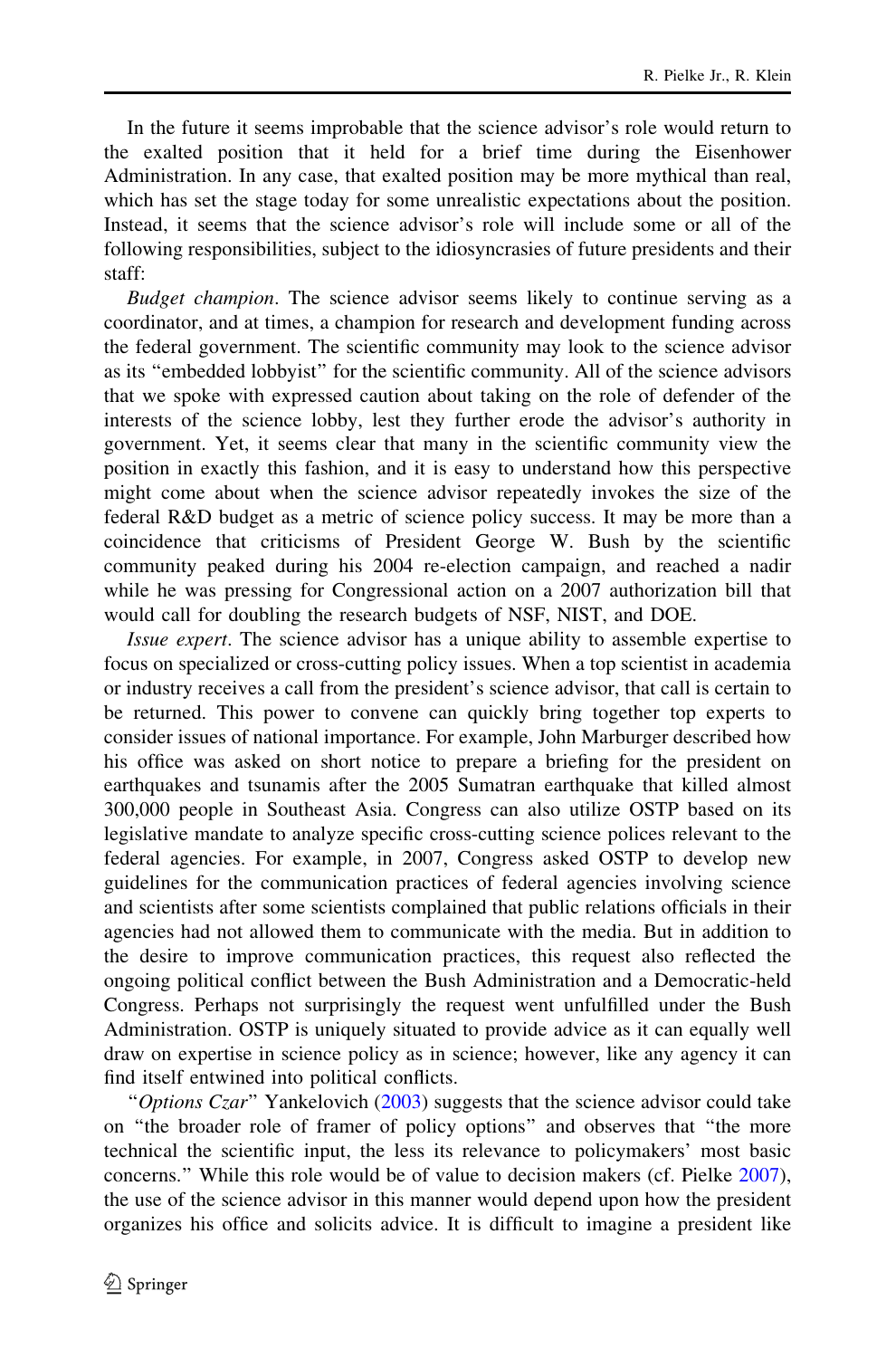In the future it seems improbable that the science advisor's role would return to the exalted position that it held for a brief time during the Eisenhower Administration. In any case, that exalted position may be more mythical than real, which has set the stage today for some unrealistic expectations about the position. Instead, it seems that the science advisor's role will include some or all of the following responsibilities, subject to the idiosyncrasies of future presidents and their staff:

*Budget champion*. The science advisor seems likely to continue serving as a coordinator, and at times, a champion for research and development funding across the federal government. The scientific community may look to the science advisor as its "embedded lobbyist" for the scientific community. All of the science advisors that we spoke with expressed caution about taking on the role of defender of the interests of the science lobby, lest they further erode the advisor's authority in government. Yet, it seems clear that many in the scientific community view the position in exactly this fashion, and it is easy to understand how this perspective might come about when the science advisor repeatedly invokes the size of the federal R&D budget as a metric of science policy success. It may be more than a coincidence that criticisms of President George W. Bush by the scientific community peaked during his 2004 re-election campaign, and reached a nadir while he was pressing for Congressional action on a 2007 authorization bill that would call for doubling the research budgets of NSF, NIST, and DOE.

*Issue expert*. The science advisor has a unique ability to assemble expertise to focus on specialized or cross-cutting policy issues. When a top scientist in academia or industry receives a call from the president's science advisor, that call is certain to be returned. This power to convene can quickly bring together top experts to consider issues of national importance. For example, John Marburger described how his office was asked on short notice to prepare a briefing for the president on earthquakes and tsunamis after the 2005 Sumatran earthquake that killed almost 300,000 people in Southeast Asia. Congress can also utilize OSTP based on its legislative mandate to analyze specific cross-cutting science polices relevant to the federal agencies. For example, in 2007, Congress asked OSTP to develop new guidelines for the communication practices of federal agencies involving science and scientists after some scientists complained that public relations officials in their agencies had not allowed them to communicate with the media. But in addition to the desire to improve communication practices, this request also reflected the ongoing political conflict between the Bush Administration and a Democratic-held Congress. Perhaps not surprisingly the request went unfulfilled under the Bush Administration. OSTP is uniquely situated to provide advice as it can equally well draw on expertise in science policy as in science; however, like any agency it can find itself entwined into political conflicts.

"*Options Czar*" Yankelovich (2003) suggests that the science advisor could take on "the broader role of framer of policy options" and observes that "the more technical the scientific input, the less its relevance to policymakers' most basic concerns." While this role would be of value to decision makers (cf. Pielke 2007), the use of the science advisor in this manner would depend upon how the president organizes his office and solicits advice. It is difficult to imagine a president like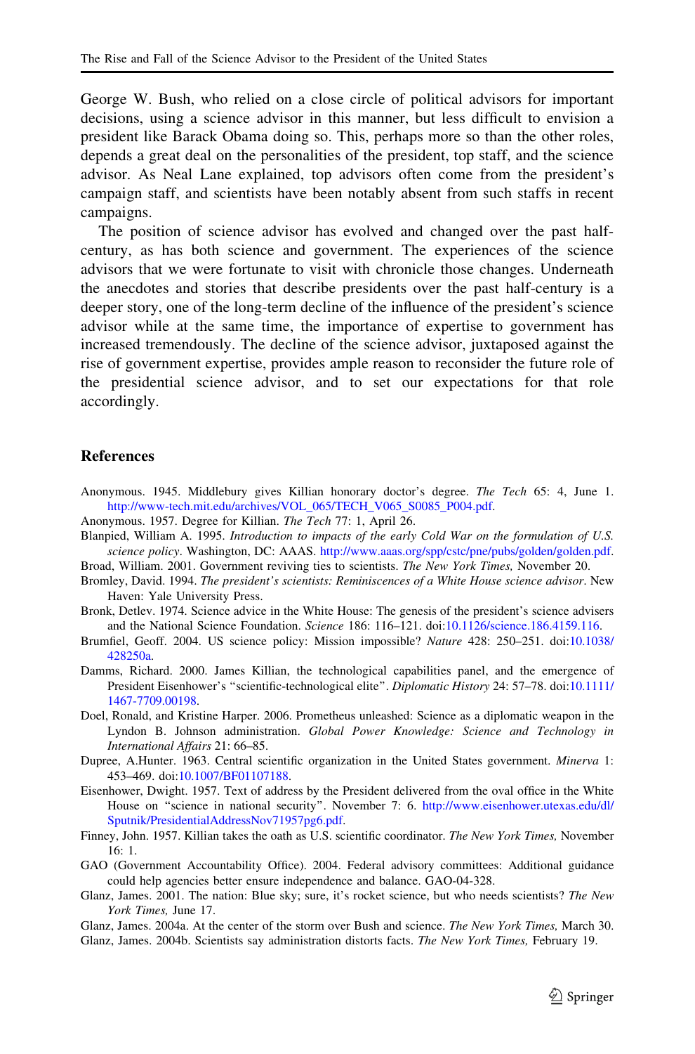George W. Bush, who relied on a close circle of political advisors for important decisions, using a science advisor in this manner, but less difficult to envision a president like Barack Obama doing so. This, perhaps more so than the other roles, depends a great deal on the personalities of the president, top staff, and the science advisor. As Neal Lane explained, top advisors often come from the president's campaign staff, and scientists have been notably absent from such staffs in recent campaigns.

The position of science advisor has evolved and changed over the past half-century, as has both science and government. The experiences of the science advisors that we were fortunate to visit with chronicle those changes. Underneath the anecdotes and stories that describe presidents over the past half-century is a deeper story, one of the long-term decline of the influence of the president's science advisor while at the same time, the importance of expertise to government has increased tremendously. The decline of the science advisor, juxtaposed against the rise of government expertise, provides ample reason to reconsider the future role of the presidential science advisor, and to set our expectations for that role accordingly.

## References

Anonymous. 1945. Middlebury gives Killian honorary doctor's degree. *The Tech* 65: 4, June 1. http://www-tech.mit.edu/archives/VOL_065/TECH_V065_S0085_P004.pdf.

Anonymous. 1957. Degree for Killian. *The Tech* 77: 1, April 26.

Blanpied, William A. 1995. *Introduction to impacts of the early Cold War on the formulation of U.S. science policy*. Washington, DC: AAAS. http://www.aaas.org/spp/cstc/pne/pubs/golden/golden.pdf.

Broad, William. 2001. Government reviving ties to scientists. *The New York Times,* November 20.

Bromley, David. 1994. *The president's scientists: Reminiscences of a White House science advisor*. New Haven: Yale University Press.

Bronk, Detlev. 1974. Science advice in the White House: The genesis of the president's science advisers and the National Science Foundation. *Science* 186: 116–121. doi:10.1126/science.186.4159.116.

Brumfiel, Geoff. 2004. US science policy: Mission impossible? *Nature* 428: 250–251. doi:10.1038/428250a.

Damms, Richard. 2000. James Killian, the technological capabilities panel, and the emergence of President Eisenhower's "scientific-technological elite". *Diplomatic History* 24: 57–78. doi:10.1111/1467-7709.00198.

Doel, Ronald, and Kristine Harper. 2006. Prometheus unleashed: Science as a diplomatic weapon in the Lyndon B. Johnson administration. *Global Power Knowledge: Science and Technology in International Affairs* 21: 66–85.

Dupree, A.Hunter. 1963. Central scientific organization in the United States government. *Minerva* 1: 453–469. doi:10.1007/BF01107188.

Eisenhower, Dwight. 1957. Text of address by the President delivered from the oval office in the White House on "science in national security". November 7: 6. http://www.eisenhower.utexas.edu/dl/Sputnik/PresidentialAddressNov71957pg6.pdf.

Finney, John. 1957. Killian takes the oath as U.S. scientific coordinator. *The New York Times,* November 16: 1.

GAO (Government Accountability Office). 2004. Federal advisory committees: Additional guidance could help agencies better ensure independence and balance. GAO-04-328.

Glanz, James. 2001. The nation: Blue sky; sure, it's rocket science, but who needs scientists? *The New York Times,* June 17.

Glanz, James. 2004a. At the center of the storm over Bush and science. *The New York Times,* March 30.

Glanz, James. 2004b. Scientists say administration distorts facts. *The New York Times,* February 19.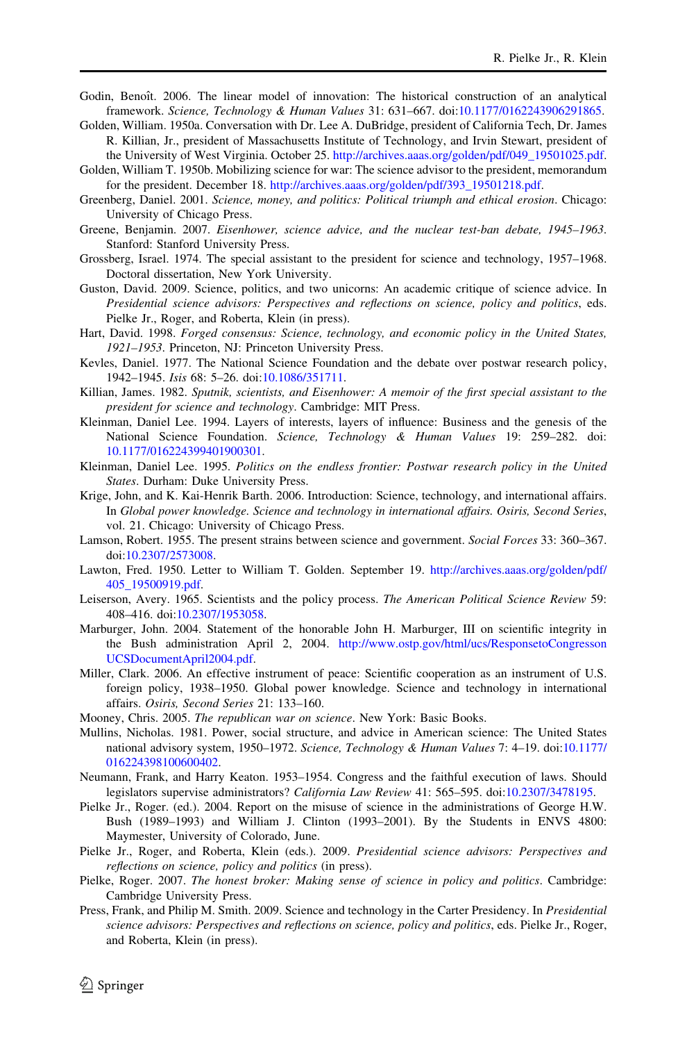Godin, Benoît. 2006. The linear model of innovation: The historical construction of an analytical framework. *Science, Technology & Human Values* 31: 631–667. doi:10.1177/0162243906291865.

Golden, William. 1950a. Conversation with Dr. Lee A. DuBridge, president of California Tech, Dr. James R. Killian, Jr., president of Massachusetts Institute of Technology, and Irvin Stewart, president of the University of West Virginia. October 25. http://archives.aaas.org/golden/pdf/049_19501025.pdf.

Golden, William T. 1950b. Mobilizing science for war: The science advisor to the president, memorandum for the president. December 18. http://archives.aaas.org/golden/pdf/393_19501218.pdf.

Greenberg, Daniel. 2001. *Science, money, and politics: Political triumph and ethical erosion*. Chicago: University of Chicago Press.

Greene, Benjamin. 2007. *Eisenhower, science advice, and the nuclear test-ban debate, 1945–1963*. Stanford: Stanford University Press.

Grossberg, Israel. 1974. The special assistant to the president for science and technology, 1957–1968. Doctoral dissertation, New York University.

Guston, David. 2009. Science, politics, and two unicorns: An academic critique of science advice. In *Presidential science advisors: Perspectives and reflections on science, policy and politics*, eds. Pielke Jr., Roger, and Roberta, Klein (in press).

Hart, David. 1998. *Forged consensus: Science, technology, and economic policy in the United States, 1921–1953*. Princeton, NJ: Princeton University Press.

Kevles, Daniel. 1977. The National Science Foundation and the debate over postwar research policy, 1942–1945. *Isis* 68: 5–26. doi:10.1086/351711.

Killian, James. 1982. *Sputnik, scientists, and Eisenhower: A memoir of the first special assistant to the president for science and technology*. Cambridge: MIT Press.

Kleinman, Daniel Lee. 1994. Layers of interests, layers of influence: Business and the genesis of the National Science Foundation. *Science, Technology & Human Values* 19: 259–282. doi:10.1177/016224399401900301.

Kleinman, Daniel Lee. 1995. *Politics on the endless frontier: Postwar research policy in the United States*. Durham: Duke University Press.

Krige, John, and K. Kai-Henrik Barth. 2006. Introduction: Science, technology, and international affairs. In *Global power knowledge. Science and technology in international affairs. Osiris, Second Series*, vol. 21. Chicago: University of Chicago Press.

Lamson, Robert. 1955. The present strains between science and government. *Social Forces* 33: 360–367. doi:10.2307/2573008.

Lawton, Fred. 1950. Letter to William T. Golden. September 19. http://archives.aaas.org/golden/pdf/405_19500919.pdf.

Leiserson, Avery. 1965. Scientists and the policy process. *The American Political Science Review* 59: 408–416. doi:10.2307/1953058.

Marburger, John. 2004. Statement of the honorable John H. Marburger, III on scientific integrity in the Bush administration April 2, 2004. http://www.ostp.gov/html/ucs/ResponsetoCongressonUCSDocumentApril2004.pdf.

Miller, Clark. 2006. An effective instrument of peace: Scientific cooperation as an instrument of U.S. foreign policy, 1938–1950. Global power knowledge. Science and technology in international affairs. *Osiris, Second Series* 21: 133–160.

Mooney, Chris. 2005. *The republican war on science*. New York: Basic Books.

Mullins, Nicholas. 1981. Power, social structure, and advice in American science: The United States national advisory system, 1950–1972. *Science, Technology & Human Values* 7: 4–19. doi:10.1177/016224398100600402.

Neumann, Frank, and Harry Keaton. 1953–1954. Congress and the faithful execution of laws. Should legislators supervise administrators? *California Law Review* 41: 565–595. doi:10.2307/3478195.

Pielke Jr., Roger. (ed.). 2004. Report on the misuse of science in the administrations of George H.W. Bush (1989–1993) and William J. Clinton (1993–2001). By the Students in ENVS 4800: Maymester, University of Colorado, June.

Pielke Jr., Roger, and Roberta, Klein (eds.). 2009. *Presidential science advisors: Perspectives and reflections on science, policy and politics* (in press).

Pielke, Roger. 2007. *The honest broker: Making sense of science in policy and politics*. Cambridge: Cambridge University Press.

Press, Frank, and Philip M. Smith. 2009. Science and technology in the Carter Presidency. In *Presidential science advisors: Perspectives and reflections on science, policy and politics*, eds. Pielke Jr., Roger, and Roberta, Klein (in press).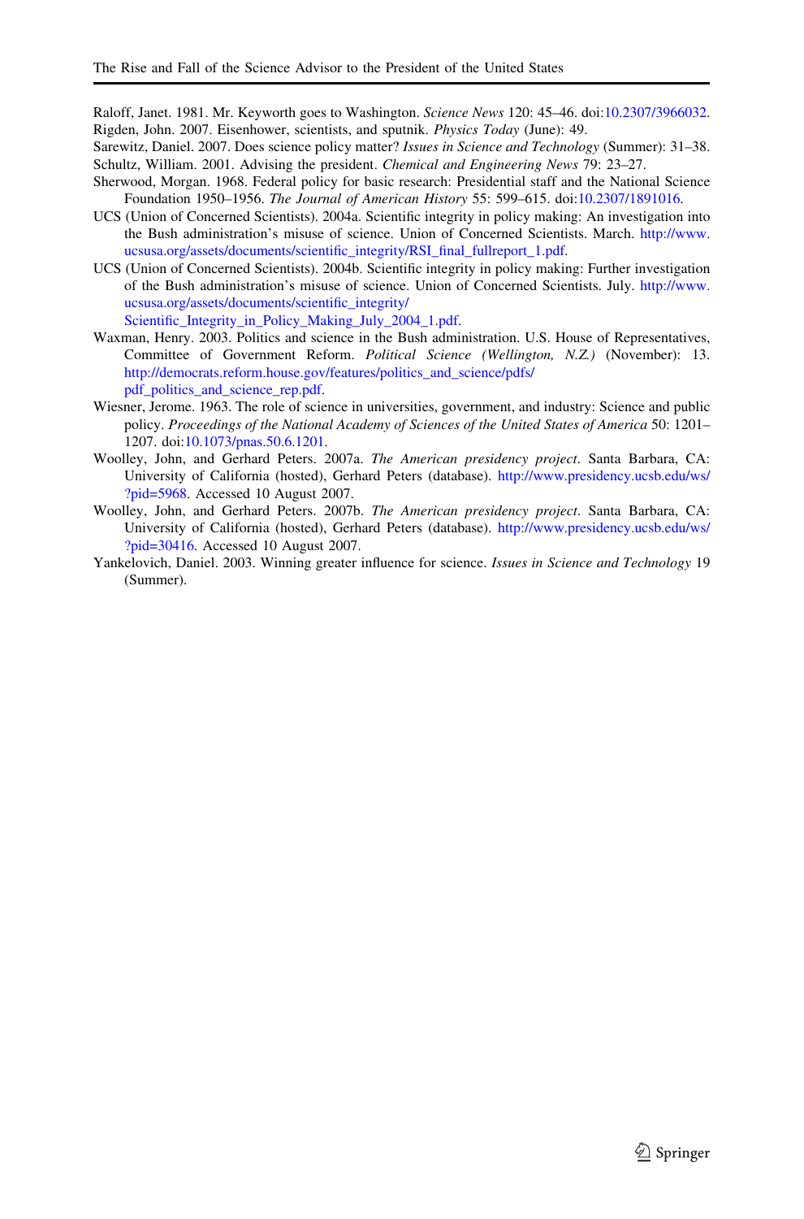Raloff, Janet. 1981. Mr. Keyworth goes to Washington. *Science News* 120: 45–46. doi:10.2307/3966032.

Rigden, John. 2007. Eisenhower, scientists, and sputnik. *Physics Today* (June): 49.

Sarewitz, Daniel. 2007. Does science policy matter? *Issues in Science and Technology* (Summer): 31–38.

Schultz, William. 2001. Advising the president. *Chemical and Engineering News* 79: 23–27.

Sherwood, Morgan. 1968. Federal policy for basic research: Presidential staff and the National Science Foundation 1950–1956. *The Journal of American History* 55: 599–615. doi:10.2307/1891016.

UCS (Union of Concerned Scientists). 2004a. Scientific integrity in policy making: An investigation into the Bush administration's misuse of science. Union of Concerned Scientists. March. http://www.ucsusa.org/assets/documents/scientific_integrity/RSI_final_fullreport_1.pdf.

UCS (Union of Concerned Scientists). 2004b. Scientific integrity in policy making: Further investigation of the Bush administration's misuse of science. Union of Concerned Scientists. July. http://www.ucsusa.org/assets/documents/scientific_integrity/Scientific_Integrity_in_Policy_Making_July_2004_1.pdf.

Waxman, Henry. 2003. Politics and science in the Bush administration. U.S. House of Representatives, Committee of Government Reform. *Political Science (Wellington, N.Z.)* (November): 13. http://democrats.reform.house.gov/features/politics_and_science/pdfs/pdf_politics_and_science_rep.pdf.

Wiesner, Jerome. 1963. The role of science in universities, government, and industry: Science and public policy. *Proceedings of the National Academy of Sciences of the United States of America* 50: 1201–1207. doi:10.1073/pnas.50.6.1201.

Woolley, John, and Gerhard Peters. 2007a. *The American presidency project*. Santa Barbara, CA: University of California (hosted), Gerhard Peters (database). http://www.presidency.ucsb.edu/ws/?pid=5968. Accessed 10 August 2007.

Woolley, John, and Gerhard Peters. 2007b. *The American presidency project*. Santa Barbara, CA: University of California (hosted), Gerhard Peters (database). http://www.presidency.ucsb.edu/ws/?pid=30416. Accessed 10 August 2007.

Yankelovich, Daniel. 2003. Winning greater influence for science. *Issues in Science and Technology* 19 (Summer).